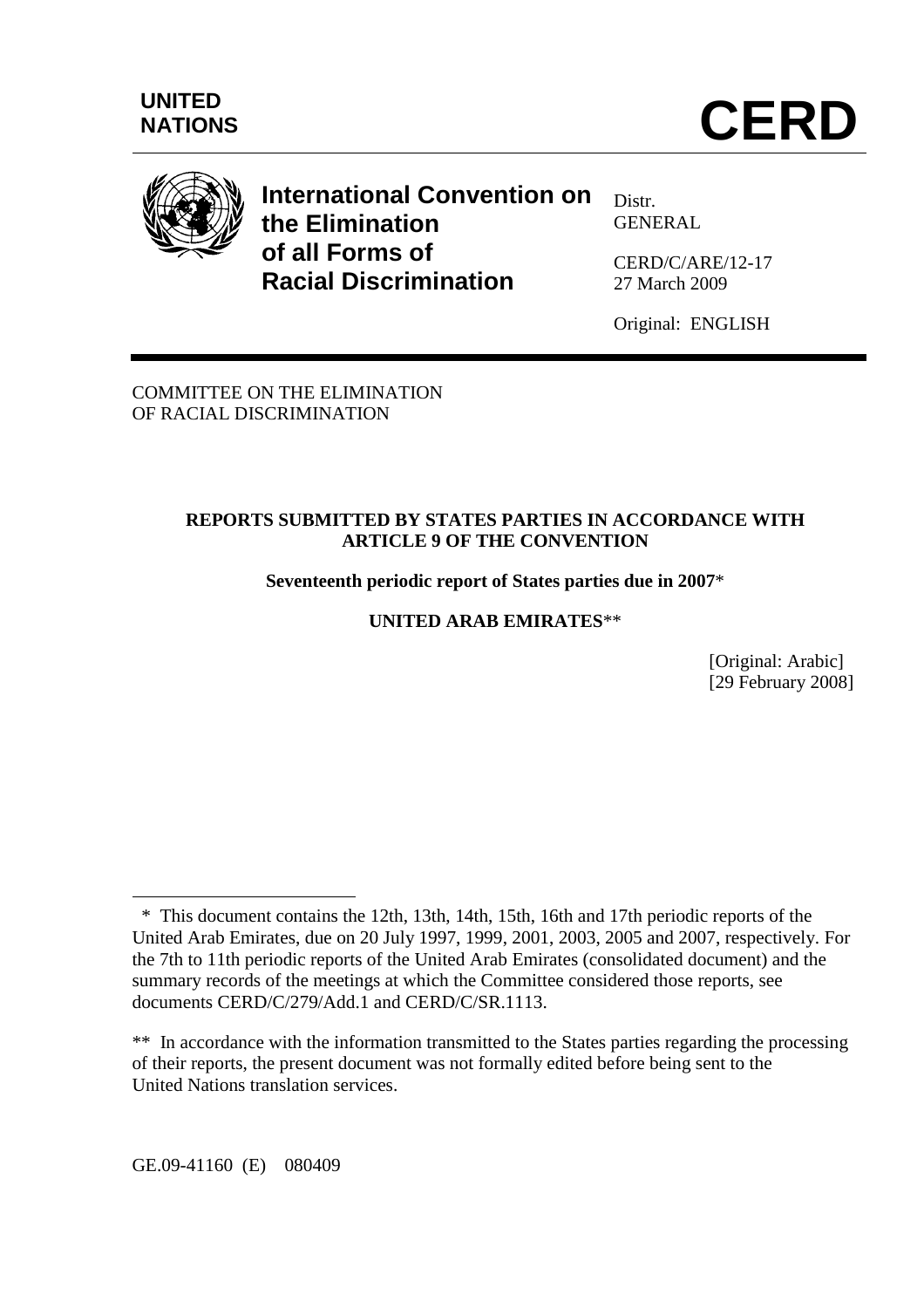**UNITED NATIONS**

# CERD

## International Convention on the Elimination of all Forms of Racial Discrimination

Distr.
GENERAL

CERD/C/ARE/12-17
27 March 2009

Original: ENGLISH

COMMITTEE ON THE ELIMINATION
OF RACIAL DISCRIMINATION

**REPORTS SUBMITTED BY STATES PARTIES IN ACCORDANCE WITH ARTICLE 9 OF THE CONVENTION**

**Seventeenth periodic report of States parties due in 2007***

**UNITED ARAB EMIRATES****

[Original: Arabic]
[29 February 2008]

---

\* This document contains the 12th, 13th, 14th, 15th, 16th and 17th periodic reports of the United Arab Emirates, due on 20 July 1997, 1999, 2001, 2003, 2005 and 2007, respectively. For the 7th to 11th periodic reports of the United Arab Emirates (consolidated document) and the summary records of the meetings at which the Committee considered those reports, see documents CERD/C/279/Add.1 and CERD/C/SR.1113.

\*\* In accordance with the information transmitted to the States parties regarding the processing of their reports, the present document was not formally edited before being sent to the United Nations translation services.

GE.09-41160 (E) 080409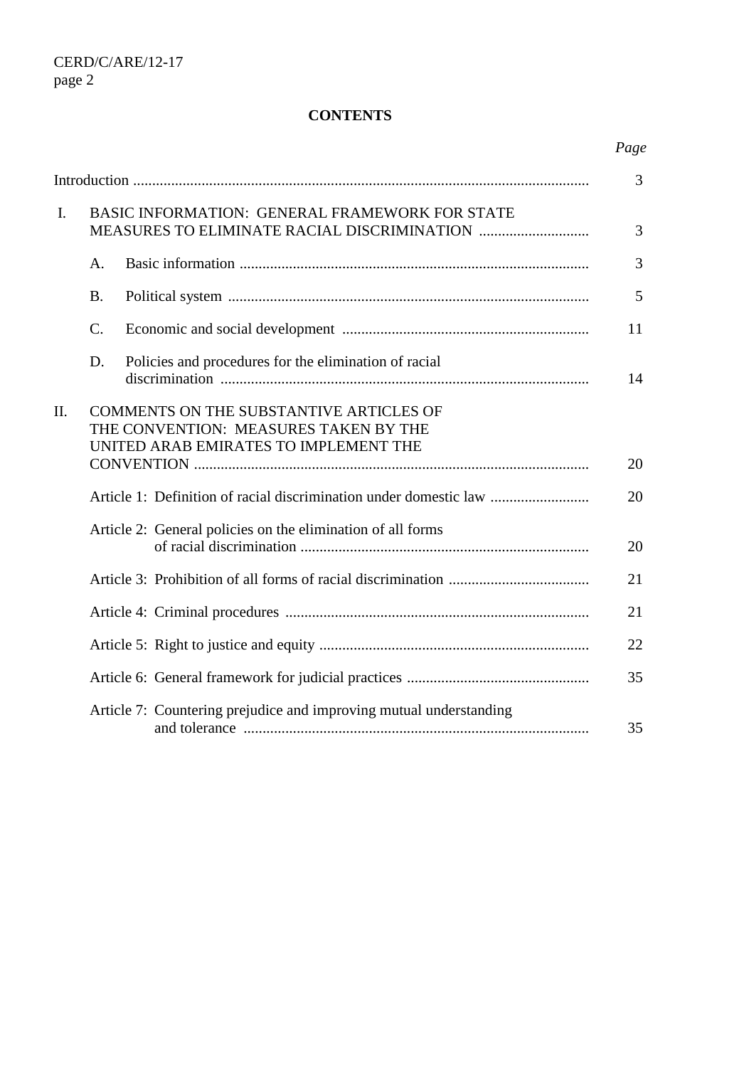**CONTENTS**

| | | *Page* |
|---|---|---|
| Introduction | | 3 |
| I. | BASIC INFORMATION: GENERAL FRAMEWORK FOR STATE MEASURES TO ELIMINATE RACIAL DISCRIMINATION | 3 |
| | A. Basic information | 3 |
| | B. Political system | 5 |
| | C. Economic and social development | 11 |
| | D. Policies and procedures for the elimination of racial discrimination | 14 |
| II. | COMMENTS ON THE SUBSTANTIVE ARTICLES OF THE CONVENTION: MEASURES TAKEN BY THE UNITED ARAB EMIRATES TO IMPLEMENT THE CONVENTION | 20 |
| | Article 1: Definition of racial discrimination under domestic law | 20 |
| | Article 2: General policies on the elimination of all forms of racial discrimination | 20 |
| | Article 3: Prohibition of all forms of racial discrimination | 21 |
| | Article 4: Criminal procedures | 21 |
| | Article 5: Right to justice and equity | 22 |
| | Article 6: General framework for judicial practices | 35 |
| | Article 7: Countering prejudice and improving mutual understanding and tolerance | 35 |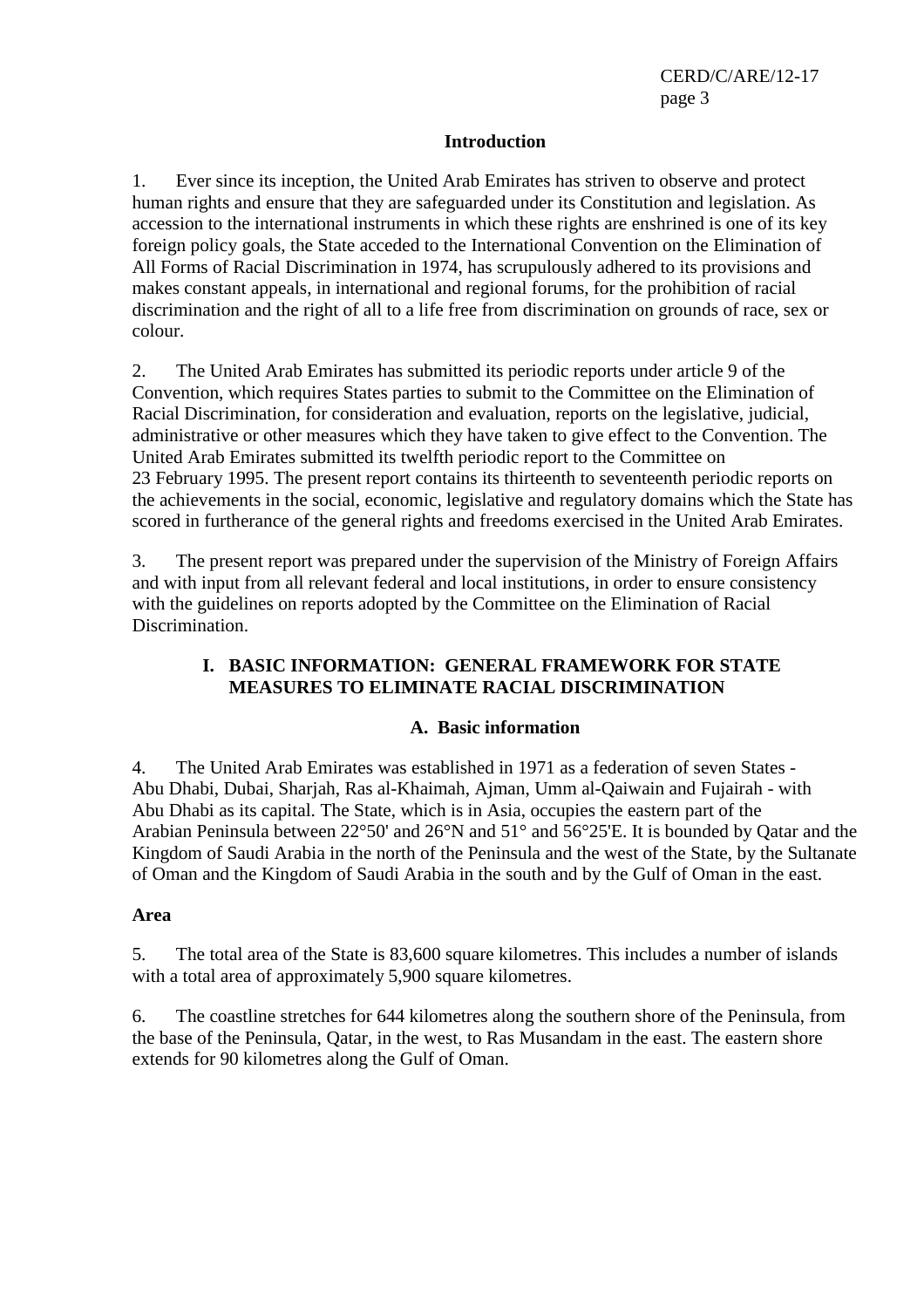## Introduction

1. Ever since its inception, the United Arab Emirates has striven to observe and protect human rights and ensure that they are safeguarded under its Constitution and legislation. As accession to the international instruments in which these rights are enshrined is one of its key foreign policy goals, the State acceded to the International Convention on the Elimination of All Forms of Racial Discrimination in 1974, has scrupulously adhered to its provisions and makes constant appeals, in international and regional forums, for the prohibition of racial discrimination and the right of all to a life free from discrimination on grounds of race, sex or colour.

2. The United Arab Emirates has submitted its periodic reports under article 9 of the Convention, which requires States parties to submit to the Committee on the Elimination of Racial Discrimination, for consideration and evaluation, reports on the legislative, judicial, administrative or other measures which they have taken to give effect to the Convention. The United Arab Emirates submitted its twelfth periodic report to the Committee on 23 February 1995. The present report contains its thirteenth to seventeenth periodic reports on the achievements in the social, economic, legislative and regulatory domains which the State has scored in furtherance of the general rights and freedoms exercised in the United Arab Emirates.

3. The present report was prepared under the supervision of the Ministry of Foreign Affairs and with input from all relevant federal and local institutions, in order to ensure consistency with the guidelines on reports adopted by the Committee on the Elimination of Racial Discrimination.

## I. BASIC INFORMATION: GENERAL FRAMEWORK FOR STATE MEASURES TO ELIMINATE RACIAL DISCRIMINATION

### A. Basic information

4. The United Arab Emirates was established in 1971 as a federation of seven States - Abu Dhabi, Dubai, Sharjah, Ras al-Khaimah, Ajman, Umm al-Qaiwain and Fujairah - with Abu Dhabi as its capital. The State, which is in Asia, occupies the eastern part of the Arabian Peninsula between 22°50' and 26°N and 51° and 56°25'E. It is bounded by Qatar and the Kingdom of Saudi Arabia in the north of the Peninsula and the west of the State, by the Sultanate of Oman and the Kingdom of Saudi Arabia in the south and by the Gulf of Oman in the east.

**Area**

5. The total area of the State is 83,600 square kilometres. This includes a number of islands with a total area of approximately 5,900 square kilometres.

6. The coastline stretches for 644 kilometres along the southern shore of the Peninsula, from the base of the Peninsula, Qatar, in the west, to Ras Musandam in the east. The eastern shore extends for 90 kilometres along the Gulf of Oman.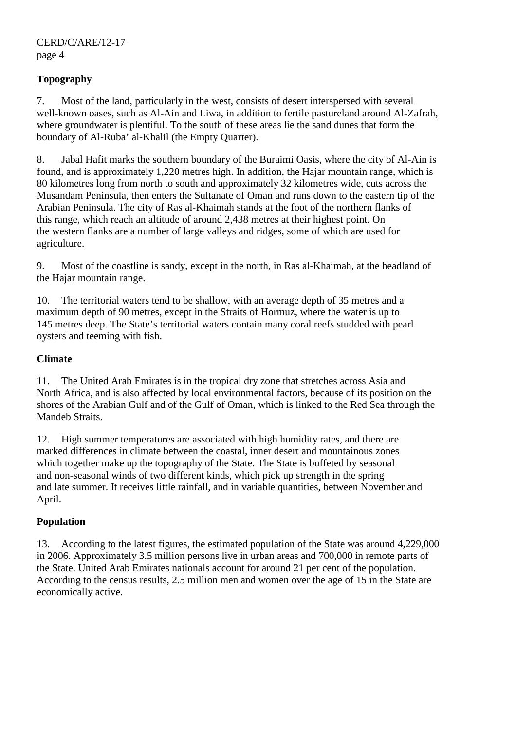**Topography**

7. Most of the land, particularly in the west, consists of desert interspersed with several well-known oases, such as Al-Ain and Liwa, in addition to fertile pastureland around Al-Zafrah, where groundwater is plentiful. To the south of these areas lie the sand dunes that form the boundary of Al-Ruba' al-Khalil (the Empty Quarter).

8. Jabal Hafit marks the southern boundary of the Buraimi Oasis, where the city of Al-Ain is found, and is approximately 1,220 metres high. In addition, the Hajar mountain range, which is 80 kilometres long from north to south and approximately 32 kilometres wide, cuts across the Musandam Peninsula, then enters the Sultanate of Oman and runs down to the eastern tip of the Arabian Peninsula. The city of Ras al-Khaimah stands at the foot of the northern flanks of this range, which reach an altitude of around 2,438 metres at their highest point. On the western flanks are a number of large valleys and ridges, some of which are used for agriculture.

9. Most of the coastline is sandy, except in the north, in Ras al-Khaimah, at the headland of the Hajar mountain range.

10. The territorial waters tend to be shallow, with an average depth of 35 metres and a maximum depth of 90 metres, except in the Straits of Hormuz, where the water is up to 145 metres deep. The State's territorial waters contain many coral reefs studded with pearl oysters and teeming with fish.

**Climate**

11. The United Arab Emirates is in the tropical dry zone that stretches across Asia and North Africa, and is also affected by local environmental factors, because of its position on the shores of the Arabian Gulf and of the Gulf of Oman, which is linked to the Red Sea through the Mandeb Straits.

12. High summer temperatures are associated with high humidity rates, and there are marked differences in climate between the coastal, inner desert and mountainous zones which together make up the topography of the State. The State is buffeted by seasonal and non-seasonal winds of two different kinds, which pick up strength in the spring and late summer. It receives little rainfall, and in variable quantities, between November and April.

**Population**

13. According to the latest figures, the estimated population of the State was around 4,229,000 in 2006. Approximately 3.5 million persons live in urban areas and 700,000 in remote parts of the State. United Arab Emirates nationals account for around 21 per cent of the population. According to the census results, 2.5 million men and women over the age of 15 in the State are economically active.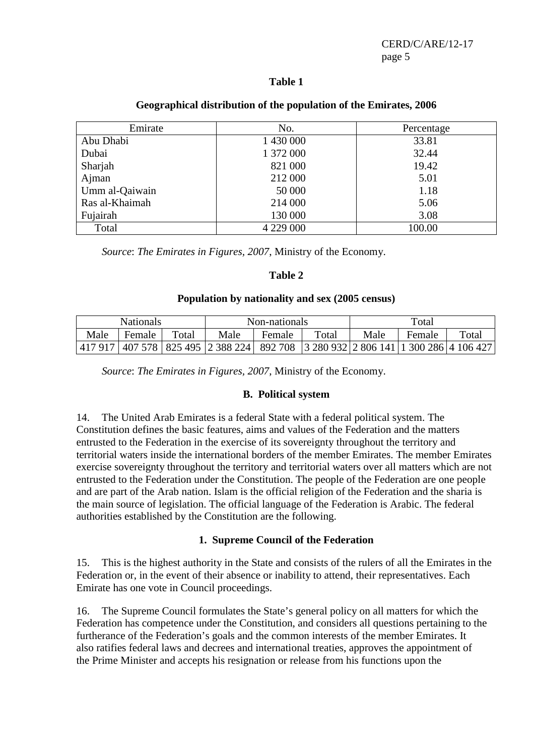**Table 1**

**Geographical distribution of the population of the Emirates, 2006**

| Emirate | No. | Percentage |
|---|---|---|
| Abu Dhabi | 1 430 000 | 33.81 |
| Dubai | 1 372 000 | 32.44 |
| Sharjah | 821 000 | 19.42 |
| Ajman | 212 000 | 5.01 |
| Umm al-Qaiwain | 50 000 | 1.18 |
| Ras al-Khaimah | 214 000 | 5.06 |
| Fujairah | 130 000 | 3.08 |
| Total | 4 229 000 | 100.00 |

*Source*: *The Emirates in Figures, 2007*, Ministry of the Economy.

**Table 2**

**Population by nationality and sex (2005 census)**

| Nationals | | | Non-nationals | | | Total | | |
|---|---|---|---|---|---|---|---|---|
| Male | Female | Total | Male | Female | Total | Male | Female | Total |
| 417 917 | 407 578 | 825 495 | 2 388 224 | 892 708 | 3 280 932 | 2 806 141 | 1 300 286 | 4 106 427 |

*Source*: *The Emirates in Figures, 2007*, Ministry of the Economy.

## B. Political system

14. The United Arab Emirates is a federal State with a federal political system. The Constitution defines the basic features, aims and values of the Federation and the matters entrusted to the Federation in the exercise of its sovereignty throughout the territory and territorial waters inside the international borders of the member Emirates. The member Emirates exercise sovereignty throughout the territory and territorial waters over all matters which are not entrusted to the Federation under the Constitution. The people of the Federation are one people and are part of the Arab nation. Islam is the official religion of the Federation and the sharia is the main source of legislation. The official language of the Federation is Arabic. The federal authorities established by the Constitution are the following.

### 1. Supreme Council of the Federation

15. This is the highest authority in the State and consists of the rulers of all the Emirates in the Federation or, in the event of their absence or inability to attend, their representatives. Each Emirate has one vote in Council proceedings.

16. The Supreme Council formulates the State's general policy on all matters for which the Federation has competence under the Constitution, and considers all questions pertaining to the furtherance of the Federation's goals and the common interests of the member Emirates. It also ratifies federal laws and decrees and international treaties, approves the appointment of the Prime Minister and accepts his resignation or release from his functions upon the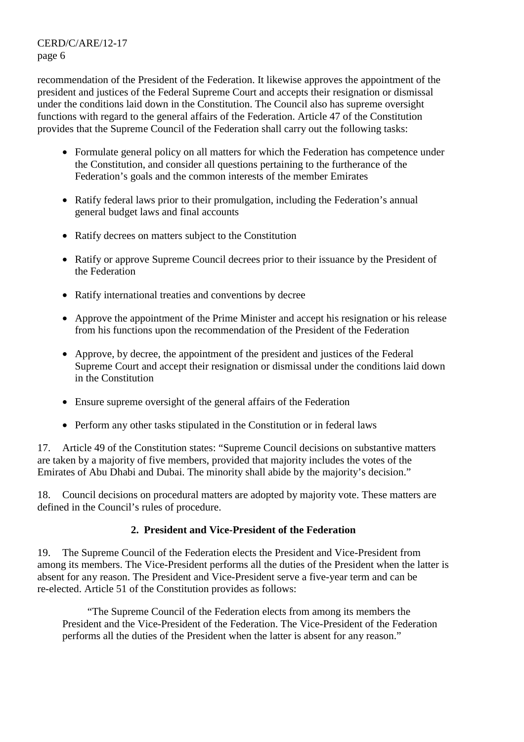recommendation of the President of the Federation. It likewise approves the appointment of the president and justices of the Federal Supreme Court and accepts their resignation or dismissal under the conditions laid down in the Constitution. The Council also has supreme oversight functions with regard to the general affairs of the Federation. Article 47 of the Constitution provides that the Supreme Council of the Federation shall carry out the following tasks:

- Formulate general policy on all matters for which the Federation has competence under the Constitution, and consider all questions pertaining to the furtherance of the Federation's goals and the common interests of the member Emirates
- Ratify federal laws prior to their promulgation, including the Federation's annual general budget laws and final accounts
- Ratify decrees on matters subject to the Constitution
- Ratify or approve Supreme Council decrees prior to their issuance by the President of the Federation
- Ratify international treaties and conventions by decree
- Approve the appointment of the Prime Minister and accept his resignation or his release from his functions upon the recommendation of the President of the Federation
- Approve, by decree, the appointment of the president and justices of the Federal Supreme Court and accept their resignation or dismissal under the conditions laid down in the Constitution
- Ensure supreme oversight of the general affairs of the Federation
- Perform any other tasks stipulated in the Constitution or in federal laws

17. Article 49 of the Constitution states: "Supreme Council decisions on substantive matters are taken by a majority of five members, provided that majority includes the votes of the Emirates of Abu Dhabi and Dubai. The minority shall abide by the majority's decision."

18. Council decisions on procedural matters are adopted by majority vote. These matters are defined in the Council's rules of procedure.

### 2. President and Vice-President of the Federation

19. The Supreme Council of the Federation elects the President and Vice-President from among its members. The Vice-President performs all the duties of the President when the latter is absent for any reason. The President and Vice-President serve a five-year term and can be re-elected. Article 51 of the Constitution provides as follows:

> "The Supreme Council of the Federation elects from among its members the President and the Vice-President of the Federation. The Vice-President of the Federation performs all the duties of the President when the latter is absent for any reason."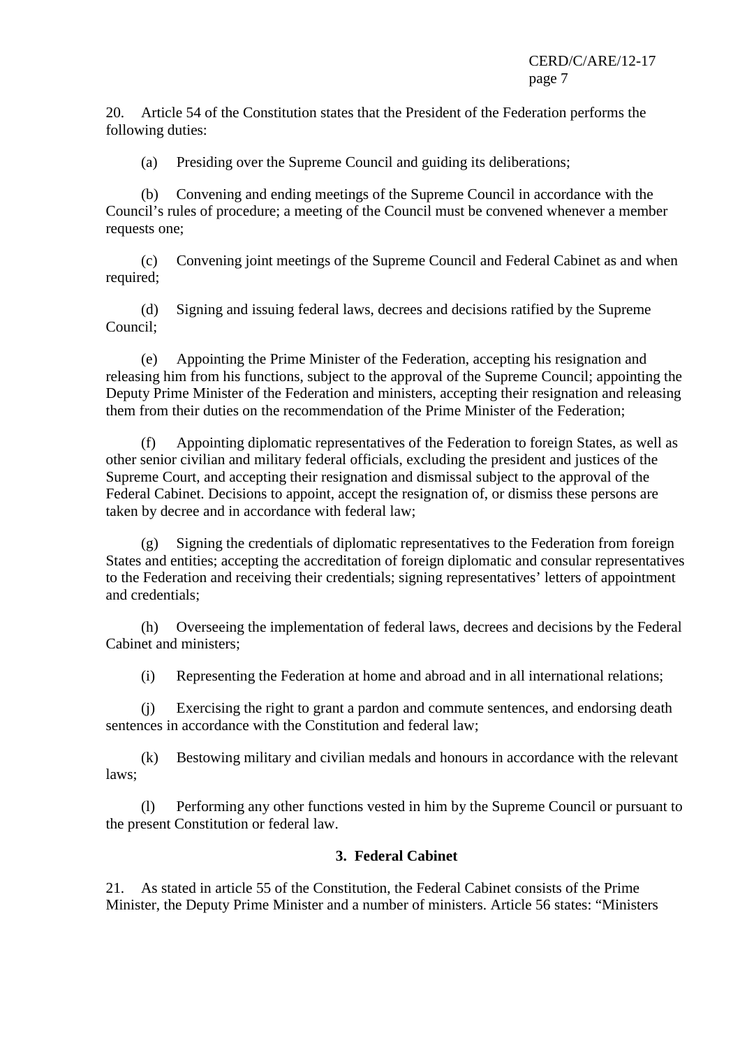20. Article 54 of the Constitution states that the President of the Federation performs the following duties:

(a) Presiding over the Supreme Council and guiding its deliberations;

(b) Convening and ending meetings of the Supreme Council in accordance with the Council's rules of procedure; a meeting of the Council must be convened whenever a member requests one;

(c) Convening joint meetings of the Supreme Council and Federal Cabinet as and when required;

(d) Signing and issuing federal laws, decrees and decisions ratified by the Supreme Council;

(e) Appointing the Prime Minister of the Federation, accepting his resignation and releasing him from his functions, subject to the approval of the Supreme Council; appointing the Deputy Prime Minister of the Federation and ministers, accepting their resignation and releasing them from their duties on the recommendation of the Prime Minister of the Federation;

(f) Appointing diplomatic representatives of the Federation to foreign States, as well as other senior civilian and military federal officials, excluding the president and justices of the Supreme Court, and accepting their resignation and dismissal subject to the approval of the Federal Cabinet. Decisions to appoint, accept the resignation of, or dismiss these persons are taken by decree and in accordance with federal law;

(g) Signing the credentials of diplomatic representatives to the Federation from foreign States and entities; accepting the accreditation of foreign diplomatic and consular representatives to the Federation and receiving their credentials; signing representatives' letters of appointment and credentials;

(h) Overseeing the implementation of federal laws, decrees and decisions by the Federal Cabinet and ministers;

(i) Representing the Federation at home and abroad and in all international relations;

(j) Exercising the right to grant a pardon and commute sentences, and endorsing death sentences in accordance with the Constitution and federal law;

(k) Bestowing military and civilian medals and honours in accordance with the relevant laws;

(l) Performing any other functions vested in him by the Supreme Council or pursuant to the present Constitution or federal law.

### 3. Federal Cabinet

21. As stated in article 55 of the Constitution, the Federal Cabinet consists of the Prime Minister, the Deputy Prime Minister and a number of ministers. Article 56 states: "Ministers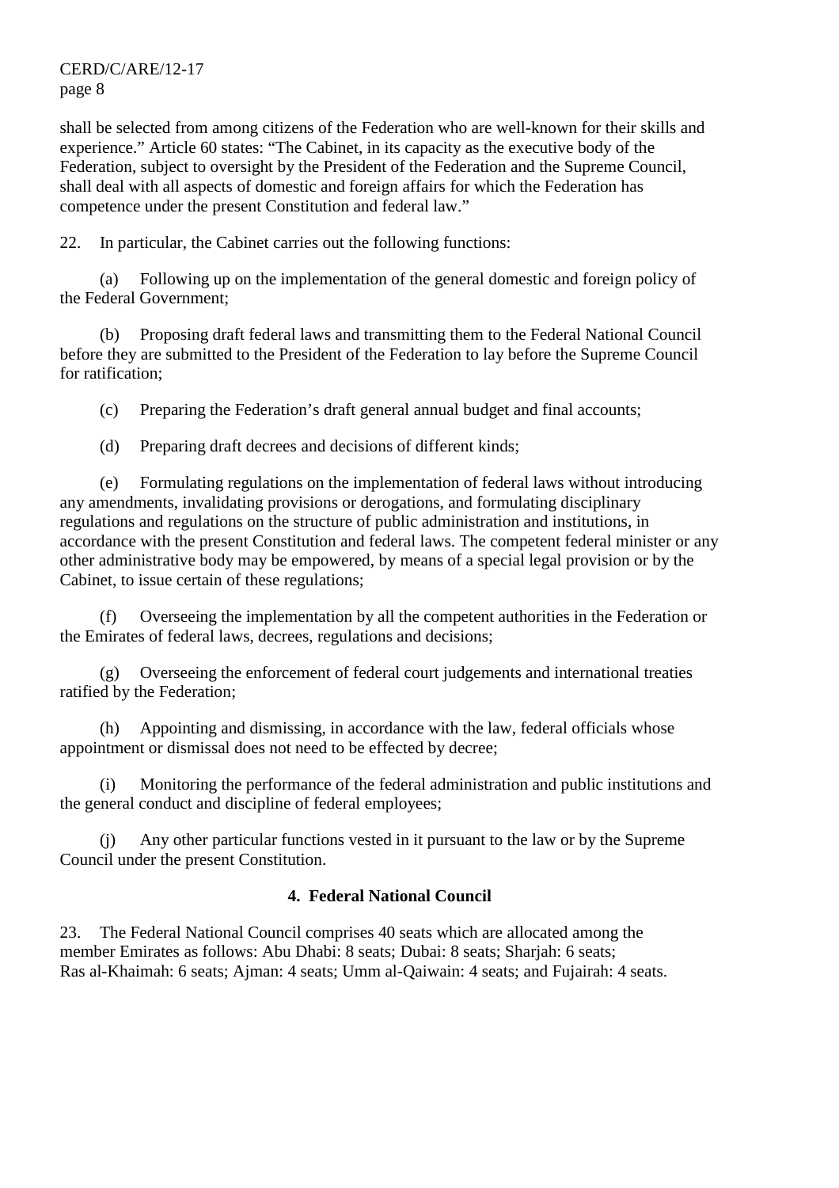shall be selected from among citizens of the Federation who are well-known for their skills and experience." Article 60 states: "The Cabinet, in its capacity as the executive body of the Federation, subject to oversight by the President of the Federation and the Supreme Council, shall deal with all aspects of domestic and foreign affairs for which the Federation has competence under the present Constitution and federal law."

22. In particular, the Cabinet carries out the following functions:

(a) Following up on the implementation of the general domestic and foreign policy of the Federal Government;

(b) Proposing draft federal laws and transmitting them to the Federal National Council before they are submitted to the President of the Federation to lay before the Supreme Council for ratification;

(c) Preparing the Federation's draft general annual budget and final accounts;

(d) Preparing draft decrees and decisions of different kinds;

(e) Formulating regulations on the implementation of federal laws without introducing any amendments, invalidating provisions or derogations, and formulating disciplinary regulations and regulations on the structure of public administration and institutions, in accordance with the present Constitution and federal laws. The competent federal minister or any other administrative body may be empowered, by means of a special legal provision or by the Cabinet, to issue certain of these regulations;

(f) Overseeing the implementation by all the competent authorities in the Federation or the Emirates of federal laws, decrees, regulations and decisions;

(g) Overseeing the enforcement of federal court judgements and international treaties ratified by the Federation;

(h) Appointing and dismissing, in accordance with the law, federal officials whose appointment or dismissal does not need to be effected by decree;

(i) Monitoring the performance of the federal administration and public institutions and the general conduct and discipline of federal employees;

(j) Any other particular functions vested in it pursuant to the law or by the Supreme Council under the present Constitution.

### 4. Federal National Council

23. The Federal National Council comprises 40 seats which are allocated among the member Emirates as follows: Abu Dhabi: 8 seats; Dubai: 8 seats; Sharjah: 6 seats; Ras al-Khaimah: 6 seats; Ajman: 4 seats; Umm al-Qaiwain: 4 seats; and Fujairah: 4 seats.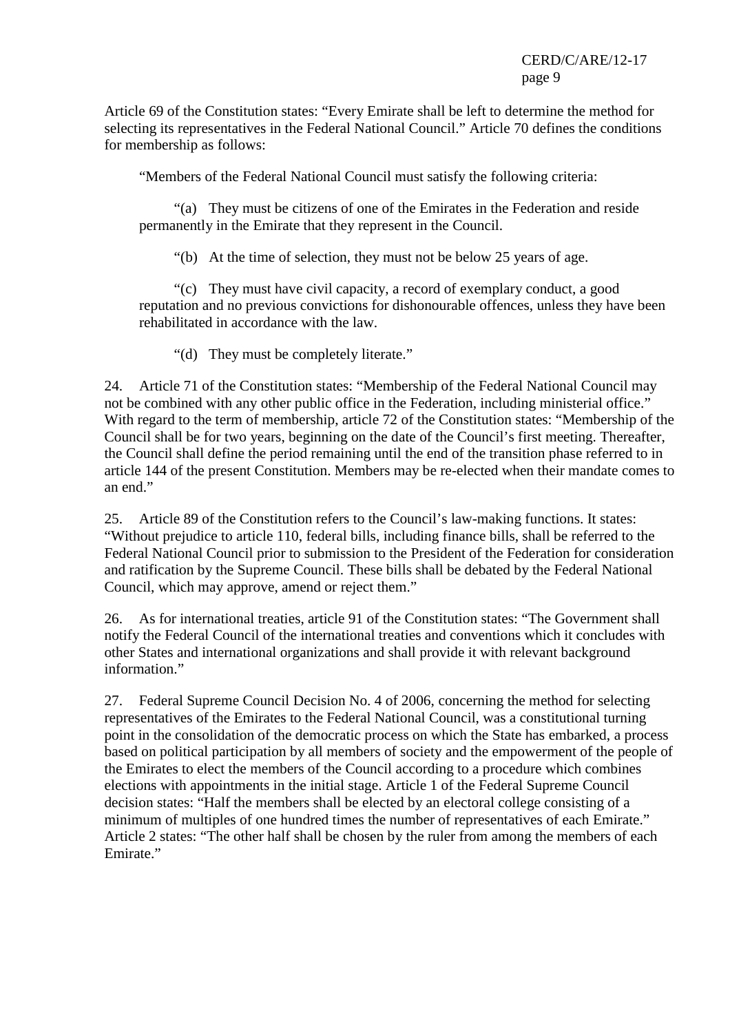Article 69 of the Constitution states: “Every Emirate shall be left to determine the method for selecting its representatives in the Federal National Council.” Article 70 defines the conditions for membership as follows:

> “Members of the Federal National Council must satisfy the following criteria:
>
> “(a) They must be citizens of one of the Emirates in the Federation and reside permanently in the Emirate that they represent in the Council.
>
> “(b) At the time of selection, they must not be below 25 years of age.
>
> “(c) They must have civil capacity, a record of exemplary conduct, a good reputation and no previous convictions for dishonourable offences, unless they have been rehabilitated in accordance with the law.
>
> “(d) They must be completely literate.”

24. Article 71 of the Constitution states: “Membership of the Federal National Council may not be combined with any other public office in the Federation, including ministerial office.” With regard to the term of membership, article 72 of the Constitution states: “Membership of the Council shall be for two years, beginning on the date of the Council’s first meeting. Thereafter, the Council shall define the period remaining until the end of the transition phase referred to in article 144 of the present Constitution. Members may be re-elected when their mandate comes to an end.”

25. Article 89 of the Constitution refers to the Council’s law-making functions. It states: “Without prejudice to article 110, federal bills, including finance bills, shall be referred to the Federal National Council prior to submission to the President of the Federation for consideration and ratification by the Supreme Council. These bills shall be debated by the Federal National Council, which may approve, amend or reject them.”

26. As for international treaties, article 91 of the Constitution states: “The Government shall notify the Federal Council of the international treaties and conventions which it concludes with other States and international organizations and shall provide it with relevant background information.”

27. Federal Supreme Council Decision No. 4 of 2006, concerning the method for selecting representatives of the Emirates to the Federal National Council, was a constitutional turning point in the consolidation of the democratic process on which the State has embarked, a process based on political participation by all members of society and the empowerment of the people of the Emirates to elect the members of the Council according to a procedure which combines elections with appointments in the initial stage. Article 1 of the Federal Supreme Council decision states: “Half the members shall be elected by an electoral college consisting of a minimum of multiples of one hundred times the number of representatives of each Emirate.” Article 2 states: “The other half shall be chosen by the ruler from among the members of each Emirate.”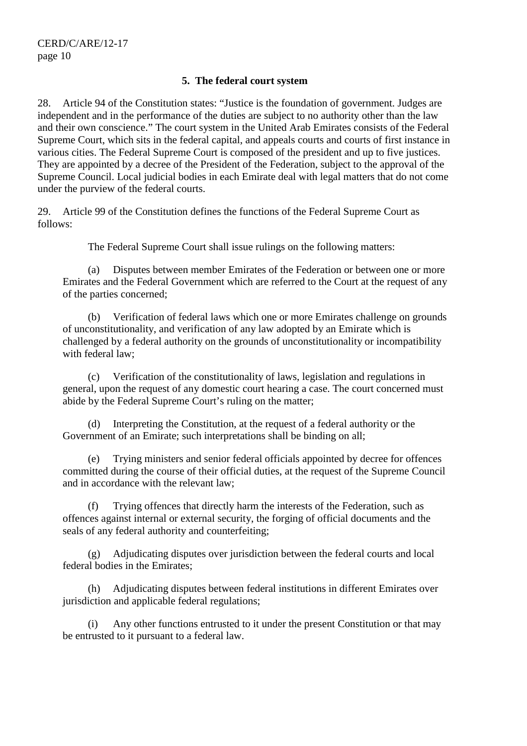### 5. The federal court system

28. Article 94 of the Constitution states: "Justice is the foundation of government. Judges are independent and in the performance of the duties are subject to no authority other than the law and their own conscience." The court system in the United Arab Emirates consists of the Federal Supreme Court, which sits in the federal capital, and appeals courts and courts of first instance in various cities. The Federal Supreme Court is composed of the president and up to five justices. They are appointed by a decree of the President of the Federation, subject to the approval of the Supreme Council. Local judicial bodies in each Emirate deal with legal matters that do not come under the purview of the federal courts.

29. Article 99 of the Constitution defines the functions of the Federal Supreme Court as follows:

> The Federal Supreme Court shall issue rulings on the following matters:
>
> (a) Disputes between member Emirates of the Federation or between one or more Emirates and the Federal Government which are referred to the Court at the request of any of the parties concerned;
>
> (b) Verification of federal laws which one or more Emirates challenge on grounds of unconstitutionality, and verification of any law adopted by an Emirate which is challenged by a federal authority on the grounds of unconstitutionality or incompatibility with federal law;
>
> (c) Verification of the constitutionality of laws, legislation and regulations in general, upon the request of any domestic court hearing a case. The court concerned must abide by the Federal Supreme Court's ruling on the matter;
>
> (d) Interpreting the Constitution, at the request of a federal authority or the Government of an Emirate; such interpretations shall be binding on all;
>
> (e) Trying ministers and senior federal officials appointed by decree for offences committed during the course of their official duties, at the request of the Supreme Council and in accordance with the relevant law;
>
> (f) Trying offences that directly harm the interests of the Federation, such as offences against internal or external security, the forging of official documents and the seals of any federal authority and counterfeiting;
>
> (g) Adjudicating disputes over jurisdiction between the federal courts and local federal bodies in the Emirates;
>
> (h) Adjudicating disputes between federal institutions in different Emirates over jurisdiction and applicable federal regulations;
>
> (i) Any other functions entrusted to it under the present Constitution or that may be entrusted to it pursuant to a federal law.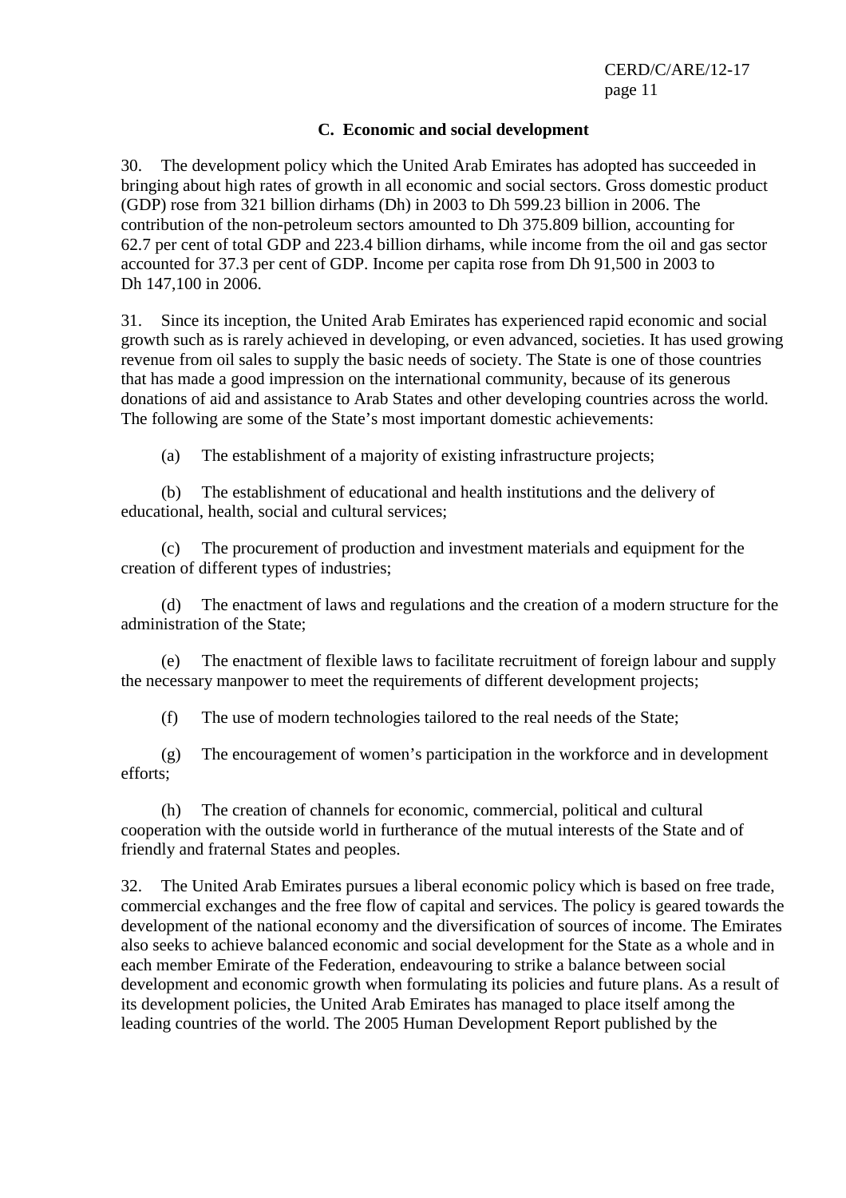### C. Economic and social development

30. The development policy which the United Arab Emirates has adopted has succeeded in bringing about high rates of growth in all economic and social sectors. Gross domestic product (GDP) rose from 321 billion dirhams (Dh) in 2003 to Dh 599.23 billion in 2006. The contribution of the non-petroleum sectors amounted to Dh 375.809 billion, accounting for 62.7 per cent of total GDP and 223.4 billion dirhams, while income from the oil and gas sector accounted for 37.3 per cent of GDP. Income per capita rose from Dh 91,500 in 2003 to Dh 147,100 in 2006.

31. Since its inception, the United Arab Emirates has experienced rapid economic and social growth such as is rarely achieved in developing, or even advanced, societies. It has used growing revenue from oil sales to supply the basic needs of society. The State is one of those countries that has made a good impression on the international community, because of its generous donations of aid and assistance to Arab States and other developing countries across the world. The following are some of the State's most important domestic achievements:

(a) The establishment of a majority of existing infrastructure projects;

(b) The establishment of educational and health institutions and the delivery of educational, health, social and cultural services;

(c) The procurement of production and investment materials and equipment for the creation of different types of industries;

(d) The enactment of laws and regulations and the creation of a modern structure for the administration of the State;

(e) The enactment of flexible laws to facilitate recruitment of foreign labour and supply the necessary manpower to meet the requirements of different development projects;

(f) The use of modern technologies tailored to the real needs of the State;

(g) The encouragement of women's participation in the workforce and in development efforts;

(h) The creation of channels for economic, commercial, political and cultural cooperation with the outside world in furtherance of the mutual interests of the State and of friendly and fraternal States and peoples.

32. The United Arab Emirates pursues a liberal economic policy which is based on free trade, commercial exchanges and the free flow of capital and services. The policy is geared towards the development of the national economy and the diversification of sources of income. The Emirates also seeks to achieve balanced economic and social development for the State as a whole and in each member Emirate of the Federation, endeavouring to strike a balance between social development and economic growth when formulating its policies and future plans. As a result of its development policies, the United Arab Emirates has managed to place itself among the leading countries of the world. The 2005 Human Development Report published by the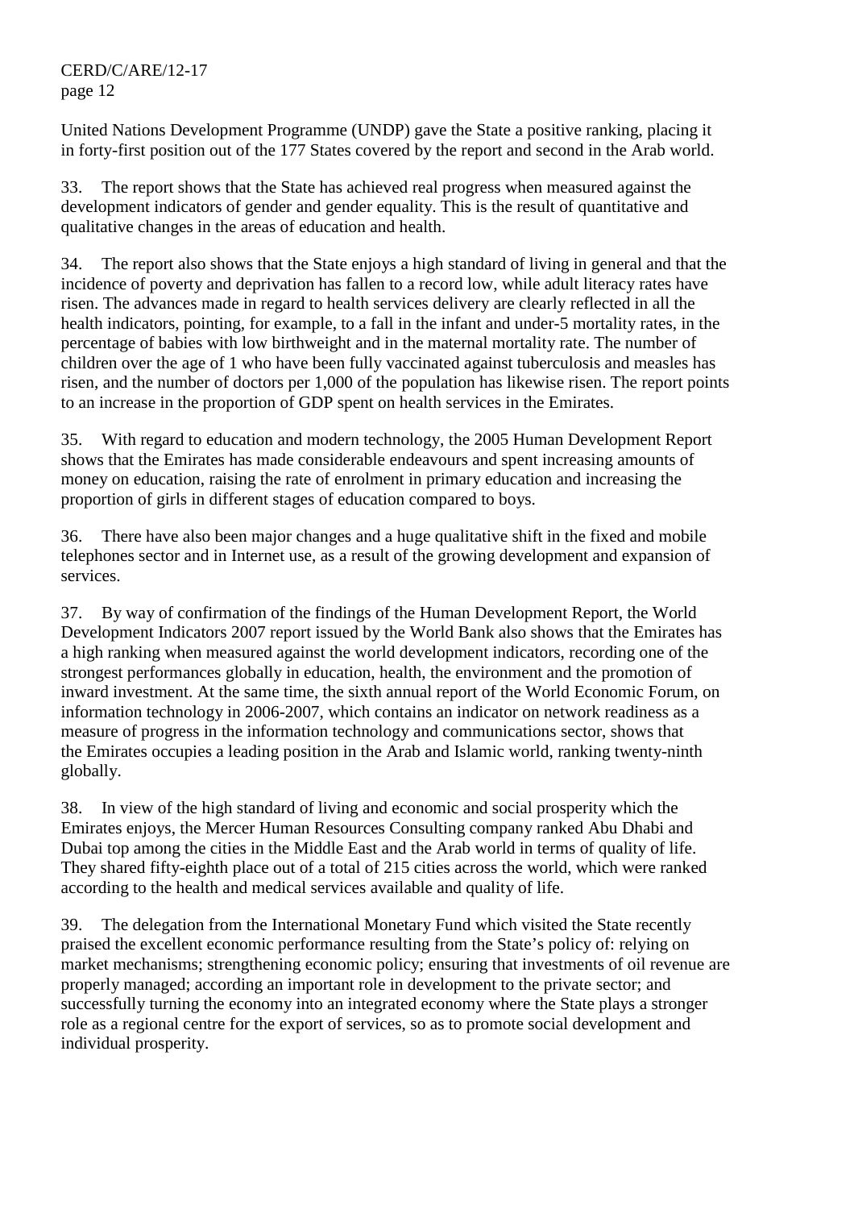United Nations Development Programme (UNDP) gave the State a positive ranking, placing it in forty-first position out of the 177 States covered by the report and second in the Arab world.

33. The report shows that the State has achieved real progress when measured against the development indicators of gender and gender equality. This is the result of quantitative and qualitative changes in the areas of education and health.

34. The report also shows that the State enjoys a high standard of living in general and that the incidence of poverty and deprivation has fallen to a record low, while adult literacy rates have risen. The advances made in regard to health services delivery are clearly reflected in all the health indicators, pointing, for example, to a fall in the infant and under-5 mortality rates, in the percentage of babies with low birthweight and in the maternal mortality rate. The number of children over the age of 1 who have been fully vaccinated against tuberculosis and measles has risen, and the number of doctors per 1,000 of the population has likewise risen. The report points to an increase in the proportion of GDP spent on health services in the Emirates.

35. With regard to education and modern technology, the 2005 Human Development Report shows that the Emirates has made considerable endeavours and spent increasing amounts of money on education, raising the rate of enrolment in primary education and increasing the proportion of girls in different stages of education compared to boys.

36. There have also been major changes and a huge qualitative shift in the fixed and mobile telephones sector and in Internet use, as a result of the growing development and expansion of services.

37. By way of confirmation of the findings of the Human Development Report, the World Development Indicators 2007 report issued by the World Bank also shows that the Emirates has a high ranking when measured against the world development indicators, recording one of the strongest performances globally in education, health, the environment and the promotion of inward investment. At the same time, the sixth annual report of the World Economic Forum, on information technology in 2006-2007, which contains an indicator on network readiness as a measure of progress in the information technology and communications sector, shows that the Emirates occupies a leading position in the Arab and Islamic world, ranking twenty-ninth globally.

38. In view of the high standard of living and economic and social prosperity which the Emirates enjoys, the Mercer Human Resources Consulting company ranked Abu Dhabi and Dubai top among the cities in the Middle East and the Arab world in terms of quality of life. They shared fifty-eighth place out of a total of 215 cities across the world, which were ranked according to the health and medical services available and quality of life.

39. The delegation from the International Monetary Fund which visited the State recently praised the excellent economic performance resulting from the State's policy of: relying on market mechanisms; strengthening economic policy; ensuring that investments of oil revenue are properly managed; according an important role in development to the private sector; and successfully turning the economy into an integrated economy where the State plays a stronger role as a regional centre for the export of services, so as to promote social development and individual prosperity.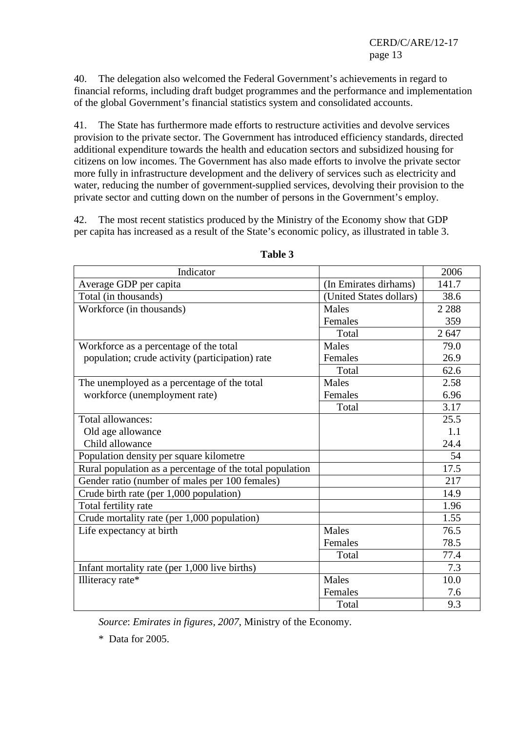40. The delegation also welcomed the Federal Government's achievements in regard to financial reforms, including draft budget programmes and the performance and implementation of the global Government's financial statistics system and consolidated accounts.

41. The State has furthermore made efforts to restructure activities and devolve services provision to the private sector. The Government has introduced efficiency standards, directed additional expenditure towards the health and education sectors and subsidized housing for citizens on low incomes. The Government has also made efforts to involve the private sector more fully in infrastructure development and the delivery of services such as electricity and water, reducing the number of government-supplied services, devolving their provision to the private sector and cutting down on the number of persons in the Government's employ.

42. The most recent statistics produced by the Ministry of the Economy show that GDP per capita has increased as a result of the State's economic policy, as illustrated in table 3.

**Table 3**

| Indicator | | 2006 |
|---|---|---|
| Average GDP per capita | (In Emirates dirhams) | 141.7 |
| Total (in thousands) | (United States dollars) | 38.6 |
| Workforce (in thousands) | Males | 2 288 |
| | Females | 359 |
| | Total | 2 647 |
| Workforce as a percentage of the total population; crude activity (participation) rate | Males | 79.0 |
| | Females | 26.9 |
| | Total | 62.6 |
| The unemployed as a percentage of the total workforce (unemployment rate) | Males | 2.58 |
| | Females | 6.96 |
| | Total | 3.17 |
| Total allowances: | | 25.5 |
| Old age allowance | | 1.1 |
| Child allowance | | 24.4 |
| Population density per square kilometre | | 54 |
| Rural population as a percentage of the total population | | 17.5 |
| Gender ratio (number of males per 100 females) | | 217 |
| Crude birth rate (per 1,000 population) | | 14.9 |
| Total fertility rate | | 1.96 |
| Crude mortality rate (per 1,000 population) | | 1.55 |
| Life expectancy at birth | Males | 76.5 |
| | Females | 78.5 |
| | Total | 77.4 |
| Infant mortality rate (per 1,000 live births) | | 7.3 |
| Illiteracy rate* | Males | 10.0 |
| | Females | 7.6 |
| | Total | 9.3 |

*Source*: *Emirates in figures, 2007*, Ministry of the Economy.

\* Data for 2005.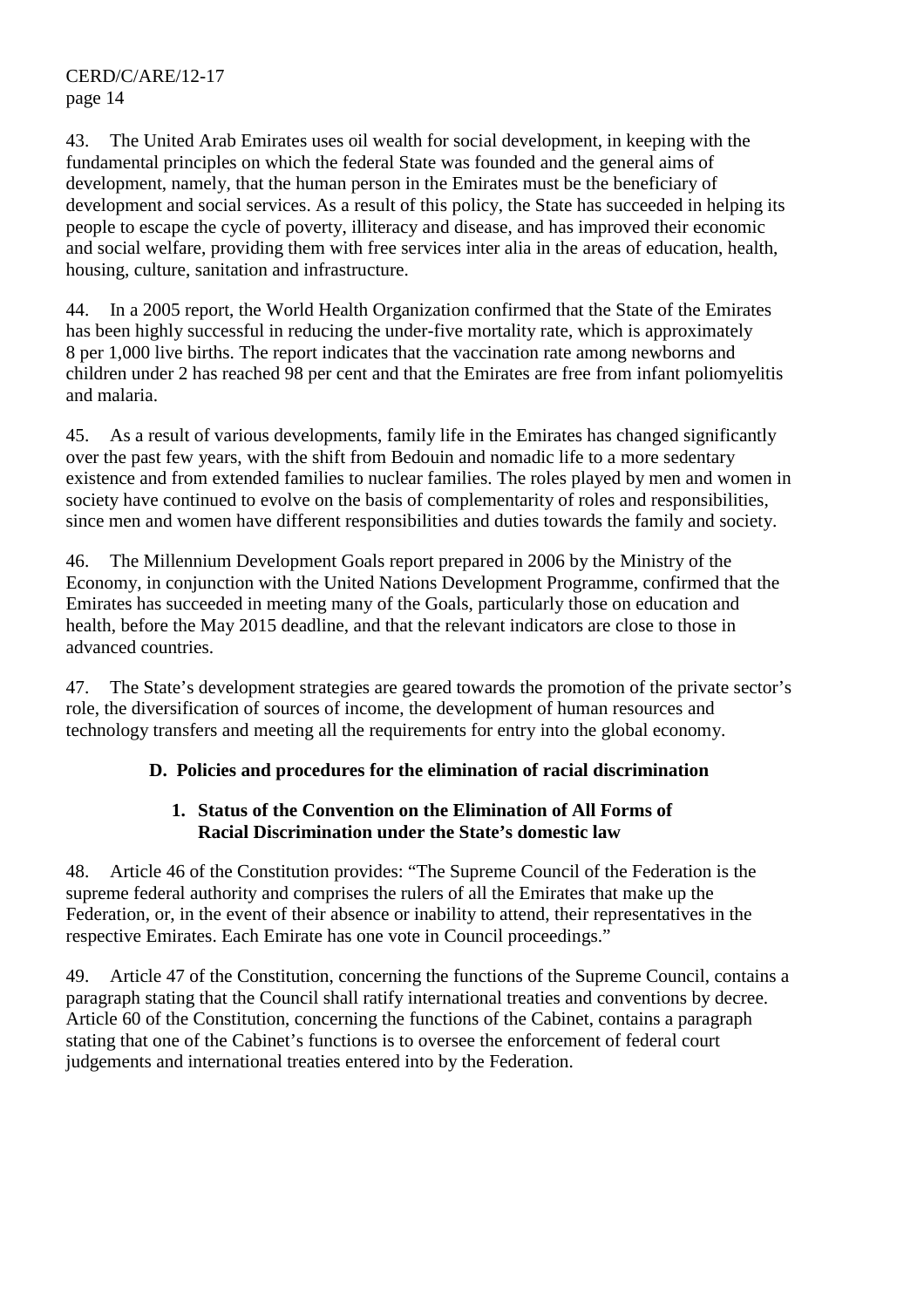43. The United Arab Emirates uses oil wealth for social development, in keeping with the fundamental principles on which the federal State was founded and the general aims of development, namely, that the human person in the Emirates must be the beneficiary of development and social services. As a result of this policy, the State has succeeded in helping its people to escape the cycle of poverty, illiteracy and disease, and has improved their economic and social welfare, providing them with free services inter alia in the areas of education, health, housing, culture, sanitation and infrastructure.

44. In a 2005 report, the World Health Organization confirmed that the State of the Emirates has been highly successful in reducing the under-five mortality rate, which is approximately 8 per 1,000 live births. The report indicates that the vaccination rate among newborns and children under 2 has reached 98 per cent and that the Emirates are free from infant poliomyelitis and malaria.

45. As a result of various developments, family life in the Emirates has changed significantly over the past few years, with the shift from Bedouin and nomadic life to a more sedentary existence and from extended families to nuclear families. The roles played by men and women in society have continued to evolve on the basis of complementarity of roles and responsibilities, since men and women have different responsibilities and duties towards the family and society.

46. The Millennium Development Goals report prepared in 2006 by the Ministry of the Economy, in conjunction with the United Nations Development Programme, confirmed that the Emirates has succeeded in meeting many of the Goals, particularly those on education and health, before the May 2015 deadline, and that the relevant indicators are close to those in advanced countries.

47. The State's development strategies are geared towards the promotion of the private sector's role, the diversification of sources of income, the development of human resources and technology transfers and meeting all the requirements for entry into the global economy.

## D. Policies and procedures for the elimination of racial discrimination

### 1. Status of the Convention on the Elimination of All Forms of Racial Discrimination under the State's domestic law

48. Article 46 of the Constitution provides: "The Supreme Council of the Federation is the supreme federal authority and comprises the rulers of all the Emirates that make up the Federation, or, in the event of their absence or inability to attend, their representatives in the respective Emirates. Each Emirate has one vote in Council proceedings."

49. Article 47 of the Constitution, concerning the functions of the Supreme Council, contains a paragraph stating that the Council shall ratify international treaties and conventions by decree. Article 60 of the Constitution, concerning the functions of the Cabinet, contains a paragraph stating that one of the Cabinet's functions is to oversee the enforcement of federal court judgements and international treaties entered into by the Federation.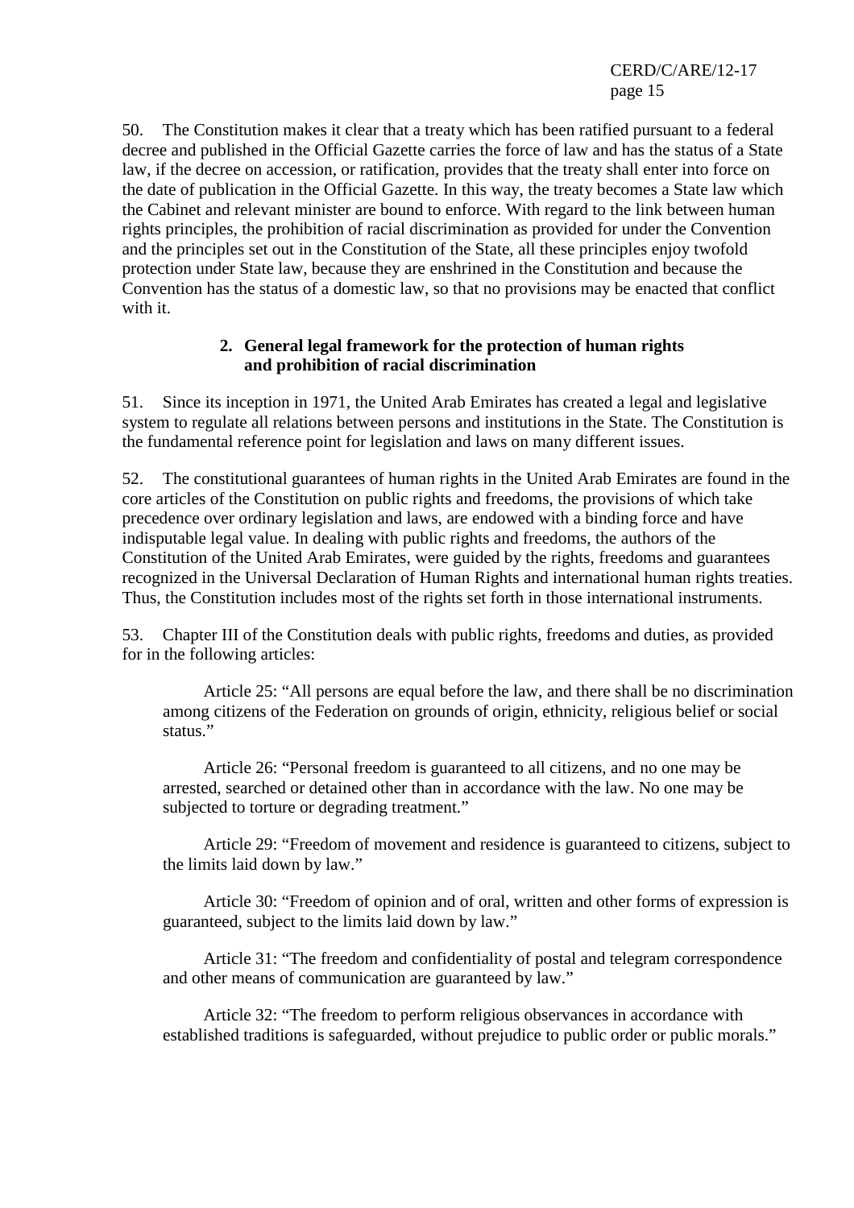50. The Constitution makes it clear that a treaty which has been ratified pursuant to a federal decree and published in the Official Gazette carries the force of law and has the status of a State law, if the decree on accession, or ratification, provides that the treaty shall enter into force on the date of publication in the Official Gazette. In this way, the treaty becomes a State law which the Cabinet and relevant minister are bound to enforce. With regard to the link between human rights principles, the prohibition of racial discrimination as provided for under the Convention and the principles set out in the Constitution of the State, all these principles enjoy twofold protection under State law, because they are enshrined in the Constitution and because the Convention has the status of a domestic law, so that no provisions may be enacted that conflict with it.

### 2. General legal framework for the protection of human rights and prohibition of racial discrimination

51. Since its inception in 1971, the United Arab Emirates has created a legal and legislative system to regulate all relations between persons and institutions in the State. The Constitution is the fundamental reference point for legislation and laws on many different issues.

52. The constitutional guarantees of human rights in the United Arab Emirates are found in the core articles of the Constitution on public rights and freedoms, the provisions of which take precedence over ordinary legislation and laws, are endowed with a binding force and have indisputable legal value. In dealing with public rights and freedoms, the authors of the Constitution of the United Arab Emirates, were guided by the rights, freedoms and guarantees recognized in the Universal Declaration of Human Rights and international human rights treaties. Thus, the Constitution includes most of the rights set forth in those international instruments.

53. Chapter III of the Constitution deals with public rights, freedoms and duties, as provided for in the following articles:

> Article 25: “All persons are equal before the law, and there shall be no discrimination among citizens of the Federation on grounds of origin, ethnicity, religious belief or social status.”
>
> Article 26: “Personal freedom is guaranteed to all citizens, and no one may be arrested, searched or detained other than in accordance with the law. No one may be subjected to torture or degrading treatment.”
>
> Article 29: “Freedom of movement and residence is guaranteed to citizens, subject to the limits laid down by law.”
>
> Article 30: “Freedom of opinion and of oral, written and other forms of expression is guaranteed, subject to the limits laid down by law.”
>
> Article 31: “The freedom and confidentiality of postal and telegram correspondence and other means of communication are guaranteed by law.”
>
> Article 32: “The freedom to perform religious observances in accordance with established traditions is safeguarded, without prejudice to public order or public morals.”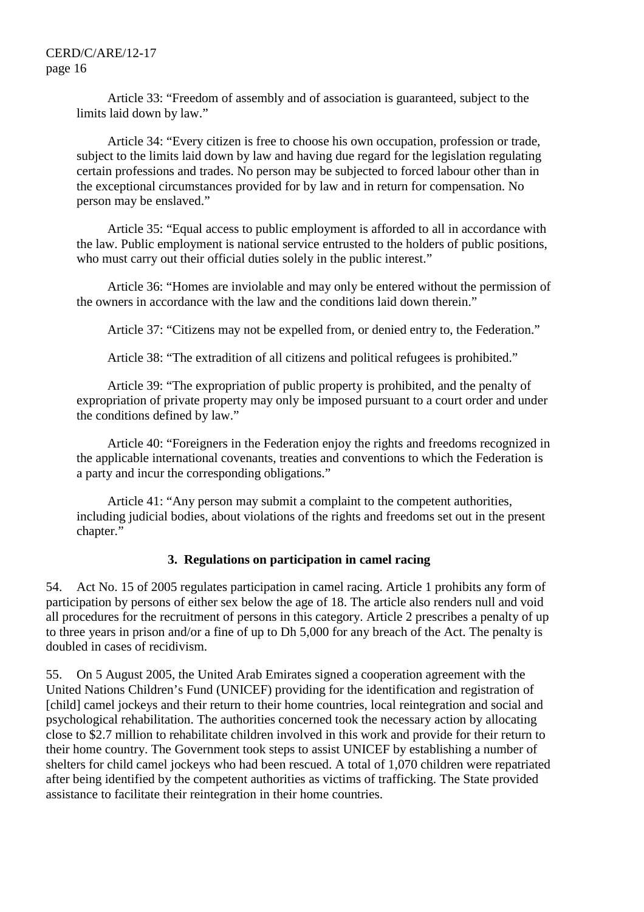Article 33: "Freedom of assembly and of association is guaranteed, subject to the limits laid down by law."

Article 34: "Every citizen is free to choose his own occupation, profession or trade, subject to the limits laid down by law and having due regard for the legislation regulating certain professions and trades. No person may be subjected to forced labour other than in the exceptional circumstances provided for by law and in return for compensation. No person may be enslaved."

Article 35: "Equal access to public employment is afforded to all in accordance with the law. Public employment is national service entrusted to the holders of public positions, who must carry out their official duties solely in the public interest."

Article 36: "Homes are inviolable and may only be entered without the permission of the owners in accordance with the law and the conditions laid down therein."

Article 37: "Citizens may not be expelled from, or denied entry to, the Federation."

Article 38: "The extradition of all citizens and political refugees is prohibited."

Article 39: "The expropriation of public property is prohibited, and the penalty of expropriation of private property may only be imposed pursuant to a court order and under the conditions defined by law."

Article 40: "Foreigners in the Federation enjoy the rights and freedoms recognized in the applicable international covenants, treaties and conventions to which the Federation is a party and incur the corresponding obligations."

Article 41: "Any person may submit a complaint to the competent authorities, including judicial bodies, about violations of the rights and freedoms set out in the present chapter."

### 3. Regulations on participation in camel racing

54. Act No. 15 of 2005 regulates participation in camel racing. Article 1 prohibits any form of participation by persons of either sex below the age of 18. The article also renders null and void all procedures for the recruitment of persons in this category. Article 2 prescribes a penalty of up to three years in prison and/or a fine of up to Dh 5,000 for any breach of the Act. The penalty is doubled in cases of recidivism.

55. On 5 August 2005, the United Arab Emirates signed a cooperation agreement with the United Nations Children's Fund (UNICEF) providing for the identification and registration of [child] camel jockeys and their return to their home countries, local reintegration and social and psychological rehabilitation. The authorities concerned took the necessary action by allocating close to $2.7 million to rehabilitate children involved in this work and provide for their return to their home country. The Government took steps to assist UNICEF by establishing a number of shelters for child camel jockeys who had been rescued. A total of 1,070 children were repatriated after being identified by the competent authorities as victims of trafficking. The State provided assistance to facilitate their reintegration in their home countries.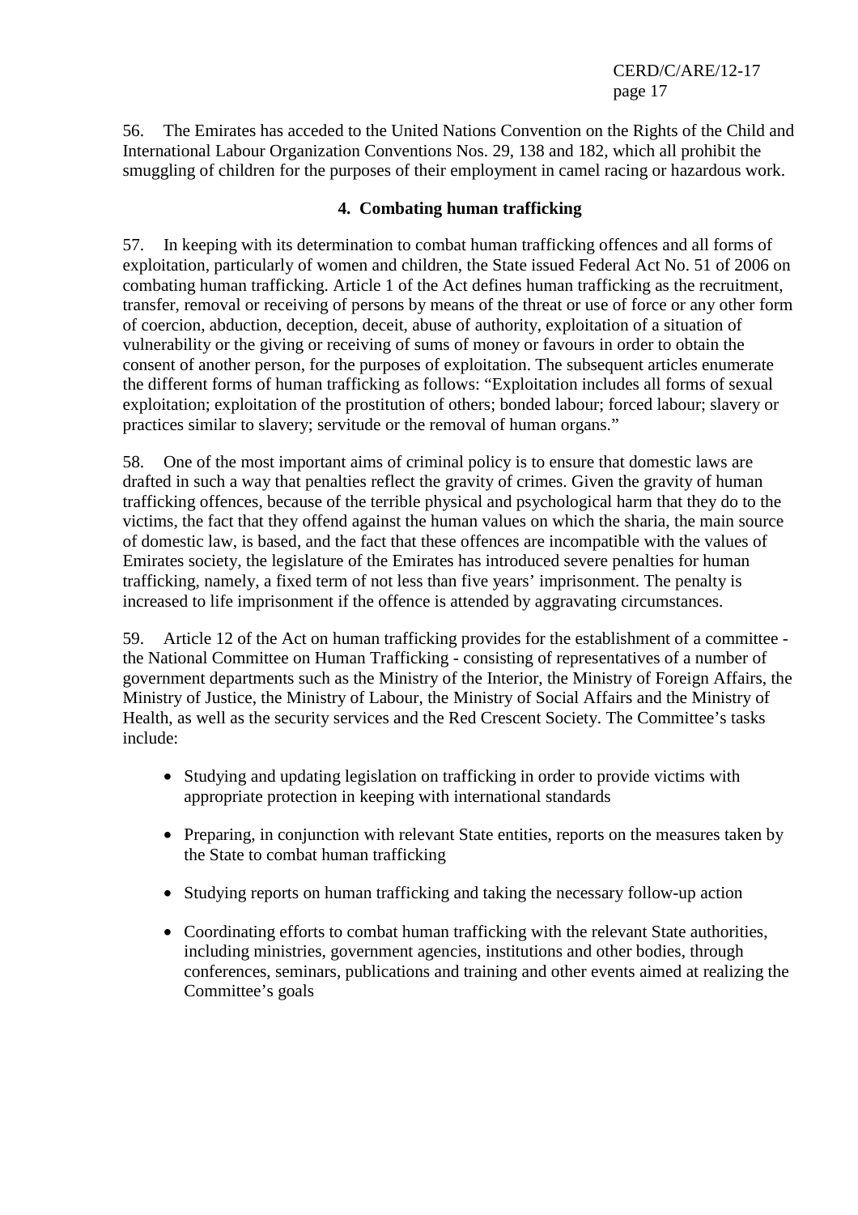56. The Emirates has acceded to the United Nations Convention on the Rights of the Child and International Labour Organization Conventions Nos. 29, 138 and 182, which all prohibit the smuggling of children for the purposes of their employment in camel racing or hazardous work.

### 4. Combating human trafficking

57. In keeping with its determination to combat human trafficking offences and all forms of exploitation, particularly of women and children, the State issued Federal Act No. 51 of 2006 on combating human trafficking. Article 1 of the Act defines human trafficking as the recruitment, transfer, removal or receiving of persons by means of the threat or use of force or any other form of coercion, abduction, deception, deceit, abuse of authority, exploitation of a situation of vulnerability or the giving or receiving of sums of money or favours in order to obtain the consent of another person, for the purposes of exploitation. The subsequent articles enumerate the different forms of human trafficking as follows: "Exploitation includes all forms of sexual exploitation; exploitation of the prostitution of others; bonded labour; forced labour; slavery or practices similar to slavery; servitude or the removal of human organs."

58. One of the most important aims of criminal policy is to ensure that domestic laws are drafted in such a way that penalties reflect the gravity of crimes. Given the gravity of human trafficking offences, because of the terrible physical and psychological harm that they do to the victims, the fact that they offend against the human values on which the sharia, the main source of domestic law, is based, and the fact that these offences are incompatible with the values of Emirates society, the legislature of the Emirates has introduced severe penalties for human trafficking, namely, a fixed term of not less than five years' imprisonment. The penalty is increased to life imprisonment if the offence is attended by aggravating circumstances.

59. Article 12 of the Act on human trafficking provides for the establishment of a committee - the National Committee on Human Trafficking - consisting of representatives of a number of government departments such as the Ministry of the Interior, the Ministry of Foreign Affairs, the Ministry of Justice, the Ministry of Labour, the Ministry of Social Affairs and the Ministry of Health, as well as the security services and the Red Crescent Society. The Committee's tasks include:

- Studying and updating legislation on trafficking in order to provide victims with appropriate protection in keeping with international standards
- Preparing, in conjunction with relevant State entities, reports on the measures taken by the State to combat human trafficking
- Studying reports on human trafficking and taking the necessary follow-up action
- Coordinating efforts to combat human trafficking with the relevant State authorities, including ministries, government agencies, institutions and other bodies, through conferences, seminars, publications and training and other events aimed at realizing the Committee's goals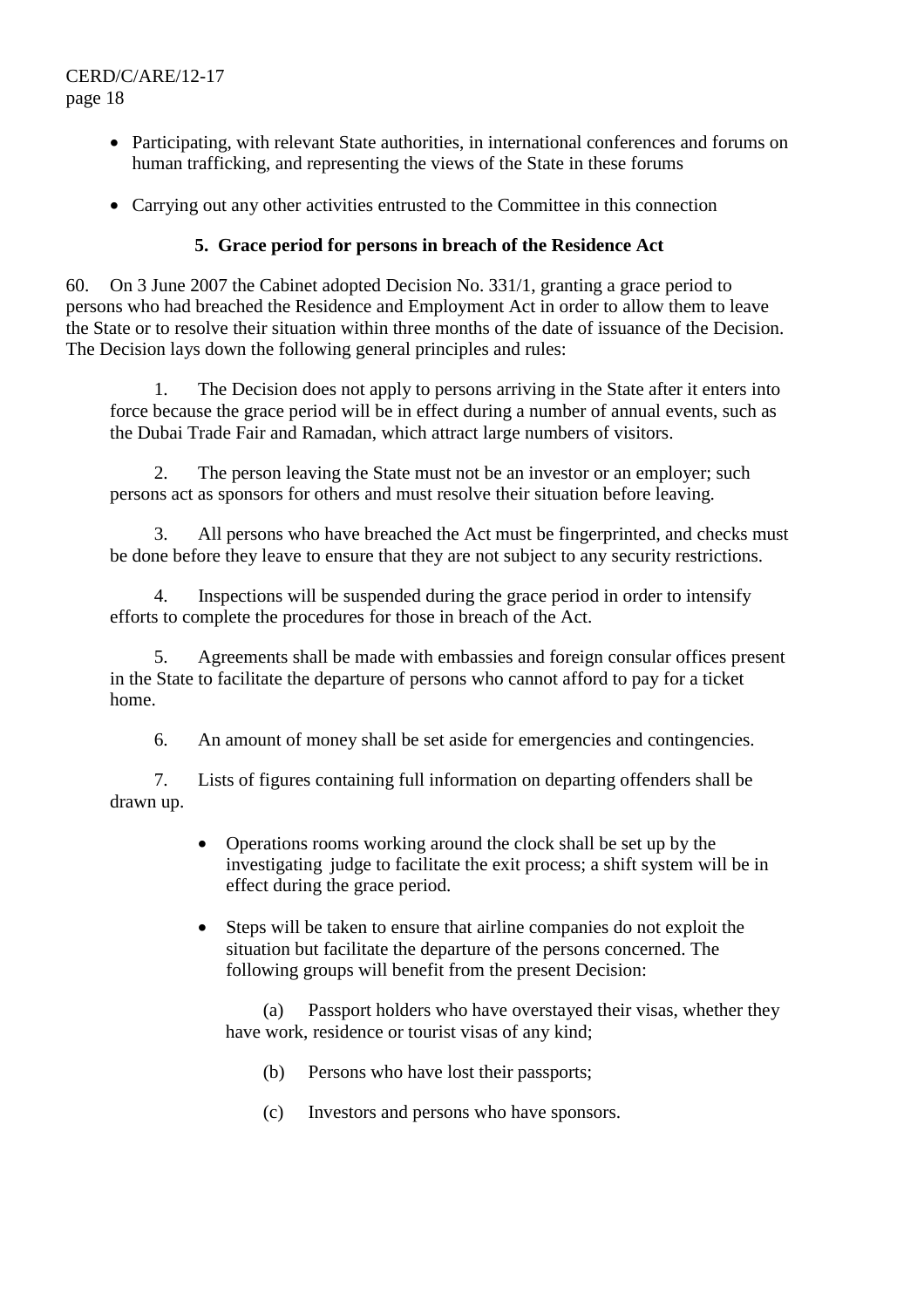- Participating, with relevant State authorities, in international conferences and forums on human trafficking, and representing the views of the State in these forums

- Carrying out any other activities entrusted to the Committee in this connection

### 5. Grace period for persons in breach of the Residence Act

60. On 3 June 2007 the Cabinet adopted Decision No. 331/1, granting a grace period to persons who had breached the Residence and Employment Act in order to allow them to leave the State or to resolve their situation within three months of the date of issuance of the Decision. The Decision lays down the following general principles and rules:

1. The Decision does not apply to persons arriving in the State after it enters into force because the grace period will be in effect during a number of annual events, such as the Dubai Trade Fair and Ramadan, which attract large numbers of visitors.

2. The person leaving the State must not be an investor or an employer; such persons act as sponsors for others and must resolve their situation before leaving.

3. All persons who have breached the Act must be fingerprinted, and checks must be done before they leave to ensure that they are not subject to any security restrictions.

4. Inspections will be suspended during the grace period in order to intensify efforts to complete the procedures for those in breach of the Act.

5. Agreements shall be made with embassies and foreign consular offices present in the State to facilitate the departure of persons who cannot afford to pay for a ticket home.

6. An amount of money shall be set aside for emergencies and contingencies.

7. Lists of figures containing full information on departing offenders shall be drawn up.

   - Operations rooms working around the clock shall be set up by the investigating judge to facilitate the exit process; a shift system will be in effect during the grace period.

   - Steps will be taken to ensure that airline companies do not exploit the situation but facilitate the departure of the persons concerned. The following groups will benefit from the present Decision:

     (a) Passport holders who have overstayed their visas, whether they have work, residence or tourist visas of any kind;

     (b) Persons who have lost their passports;

     (c) Investors and persons who have sponsors.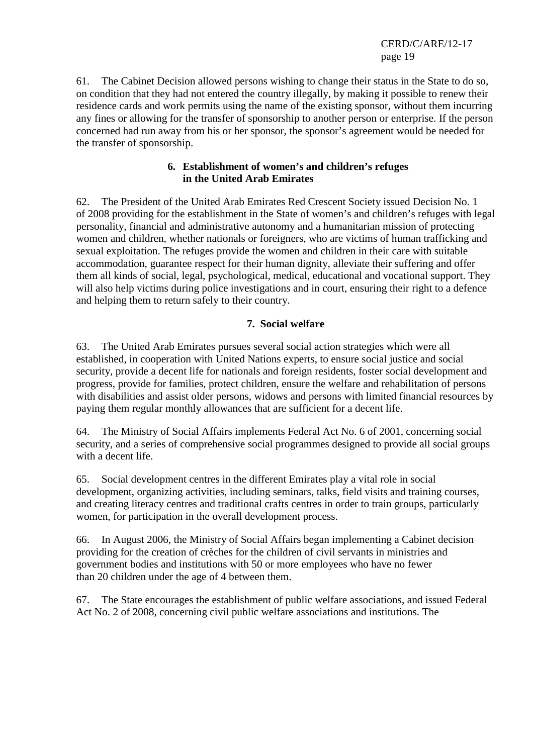61. The Cabinet Decision allowed persons wishing to change their status in the State to do so, on condition that they had not entered the country illegally, by making it possible to renew their residence cards and work permits using the name of the existing sponsor, without them incurring any fines or allowing for the transfer of sponsorship to another person or enterprise. If the person concerned had run away from his or her sponsor, the sponsor's agreement would be needed for the transfer of sponsorship.

### 6. Establishment of women's and children's refuges in the United Arab Emirates

62. The President of the United Arab Emirates Red Crescent Society issued Decision No. 1 of 2008 providing for the establishment in the State of women's and children's refuges with legal personality, financial and administrative autonomy and a humanitarian mission of protecting women and children, whether nationals or foreigners, who are victims of human trafficking and sexual exploitation. The refuges provide the women and children in their care with suitable accommodation, guarantee respect for their human dignity, alleviate their suffering and offer them all kinds of social, legal, psychological, medical, educational and vocational support. They will also help victims during police investigations and in court, ensuring their right to a defence and helping them to return safely to their country.

### 7. Social welfare

63. The United Arab Emirates pursues several social action strategies which were all established, in cooperation with United Nations experts, to ensure social justice and social security, provide a decent life for nationals and foreign residents, foster social development and progress, provide for families, protect children, ensure the welfare and rehabilitation of persons with disabilities and assist older persons, widows and persons with limited financial resources by paying them regular monthly allowances that are sufficient for a decent life.

64. The Ministry of Social Affairs implements Federal Act No. 6 of 2001, concerning social security, and a series of comprehensive social programmes designed to provide all social groups with a decent life.

65. Social development centres in the different Emirates play a vital role in social development, organizing activities, including seminars, talks, field visits and training courses, and creating literacy centres and traditional crafts centres in order to train groups, particularly women, for participation in the overall development process.

66. In August 2006, the Ministry of Social Affairs began implementing a Cabinet decision providing for the creation of crèches for the children of civil servants in ministries and government bodies and institutions with 50 or more employees who have no fewer than 20 children under the age of 4 between them.

67. The State encourages the establishment of public welfare associations, and issued Federal Act No. 2 of 2008, concerning civil public welfare associations and institutions. The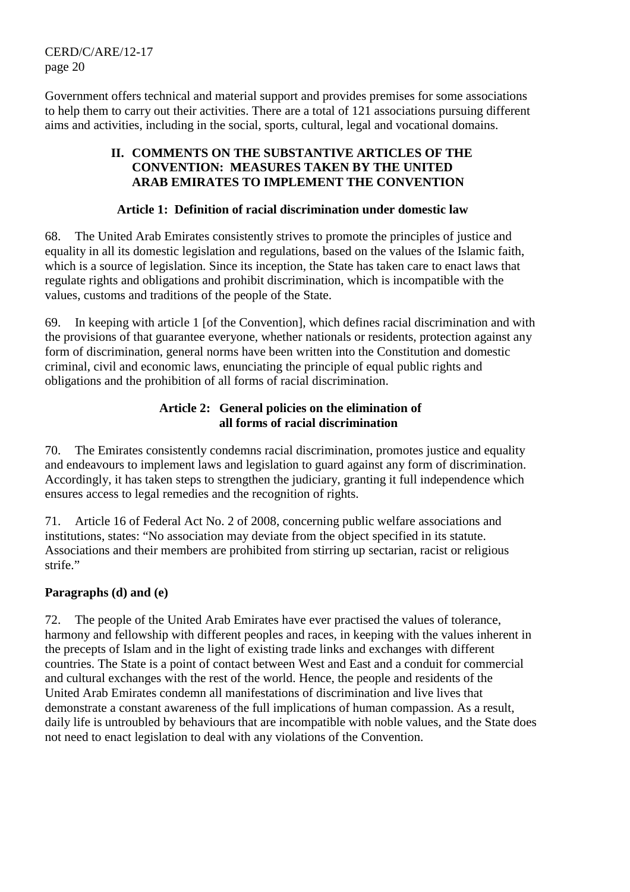Government offers technical and material support and provides premises for some associations to help them to carry out their activities. There are a total of 121 associations pursuing different aims and activities, including in the social, sports, cultural, legal and vocational domains.

## II. COMMENTS ON THE SUBSTANTIVE ARTICLES OF THE CONVENTION: MEASURES TAKEN BY THE UNITED ARAB EMIRATES TO IMPLEMENT THE CONVENTION

### Article 1: Definition of racial discrimination under domestic law

68. The United Arab Emirates consistently strives to promote the principles of justice and equality in all its domestic legislation and regulations, based on the values of the Islamic faith, which is a source of legislation. Since its inception, the State has taken care to enact laws that regulate rights and obligations and prohibit discrimination, which is incompatible with the values, customs and traditions of the people of the State.

69. In keeping with article 1 [of the Convention], which defines racial discrimination and with the provisions of that guarantee everyone, whether nationals or residents, protection against any form of discrimination, general norms have been written into the Constitution and domestic criminal, civil and economic laws, enunciating the principle of equal public rights and obligations and the prohibition of all forms of racial discrimination.

### Article 2: General policies on the elimination of all forms of racial discrimination

70. The Emirates consistently condemns racial discrimination, promotes justice and equality and endeavours to implement laws and legislation to guard against any form of discrimination. Accordingly, it has taken steps to strengthen the judiciary, granting it full independence which ensures access to legal remedies and the recognition of rights.

71. Article 16 of Federal Act No. 2 of 2008, concerning public welfare associations and institutions, states: "No association may deviate from the object specified in its statute. Associations and their members are prohibited from stirring up sectarian, racist or religious strife."

**Paragraphs (d) and (e)**

72. The people of the United Arab Emirates have ever practised the values of tolerance, harmony and fellowship with different peoples and races, in keeping with the values inherent in the precepts of Islam and in the light of existing trade links and exchanges with different countries. The State is a point of contact between West and East and a conduit for commercial and cultural exchanges with the rest of the world. Hence, the people and residents of the United Arab Emirates condemn all manifestations of discrimination and live lives that demonstrate a constant awareness of the full implications of human compassion. As a result, daily life is untroubled by behaviours that are incompatible with noble values, and the State does not need to enact legislation to deal with any violations of the Convention.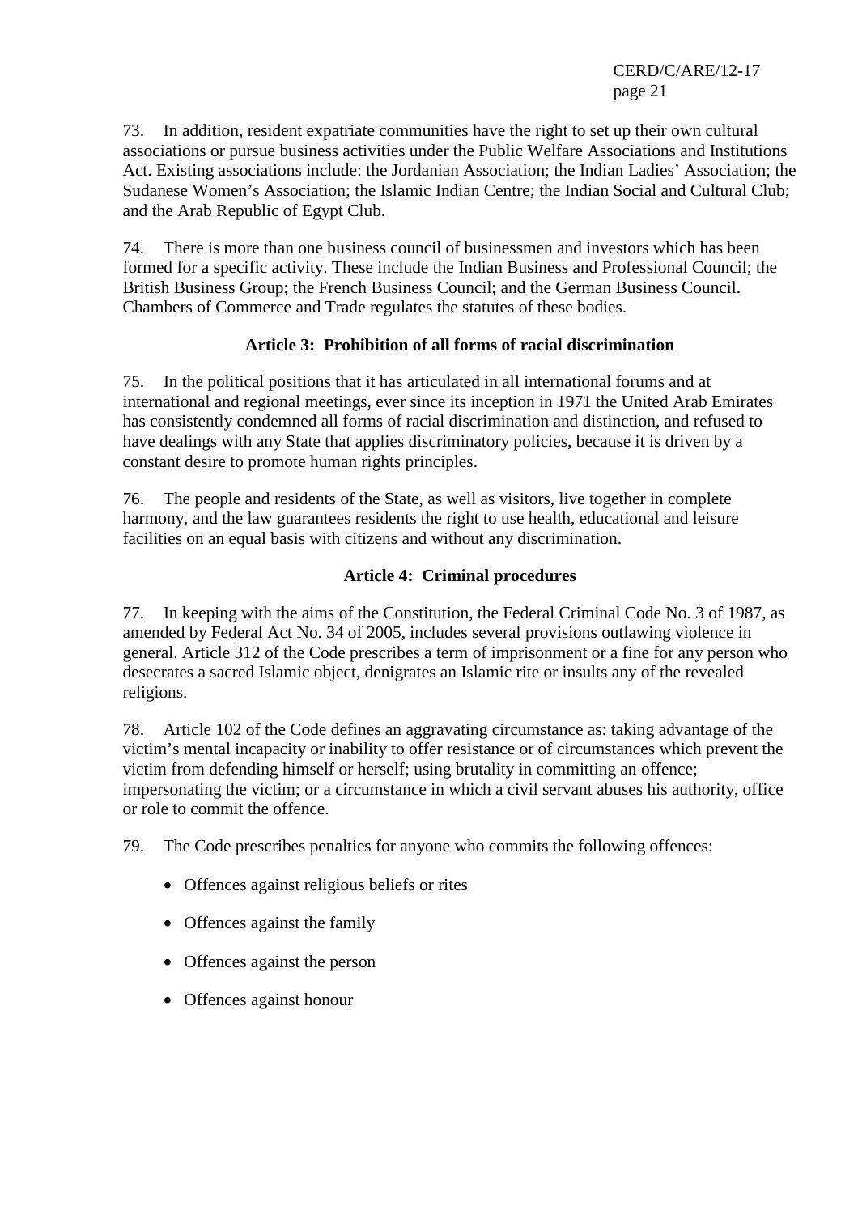73. In addition, resident expatriate communities have the right to set up their own cultural associations or pursue business activities under the Public Welfare Associations and Institutions Act. Existing associations include: the Jordanian Association; the Indian Ladies' Association; the Sudanese Women's Association; the Islamic Indian Centre; the Indian Social and Cultural Club; and the Arab Republic of Egypt Club.

74. There is more than one business council of businessmen and investors which has been formed for a specific activity. These include the Indian Business and Professional Council; the British Business Group; the French Business Council; and the German Business Council. Chambers of Commerce and Trade regulates the statutes of these bodies.

### Article 3: Prohibition of all forms of racial discrimination

75. In the political positions that it has articulated in all international forums and at international and regional meetings, ever since its inception in 1971 the United Arab Emirates has consistently condemned all forms of racial discrimination and distinction, and refused to have dealings with any State that applies discriminatory policies, because it is driven by a constant desire to promote human rights principles.

76. The people and residents of the State, as well as visitors, live together in complete harmony, and the law guarantees residents the right to use health, educational and leisure facilities on an equal basis with citizens and without any discrimination.

### Article 4: Criminal procedures

77. In keeping with the aims of the Constitution, the Federal Criminal Code No. 3 of 1987, as amended by Federal Act No. 34 of 2005, includes several provisions outlawing violence in general. Article 312 of the Code prescribes a term of imprisonment or a fine for any person who desecrates a sacred Islamic object, denigrates an Islamic rite or insults any of the revealed religions.

78. Article 102 of the Code defines an aggravating circumstance as: taking advantage of the victim's mental incapacity or inability to offer resistance or of circumstances which prevent the victim from defending himself or herself; using brutality in committing an offence; impersonating the victim; or a circumstance in which a civil servant abuses his authority, office or role to commit the offence.

79. The Code prescribes penalties for anyone who commits the following offences:

- Offences against religious beliefs or rites
- Offences against the family
- Offences against the person
- Offences against honour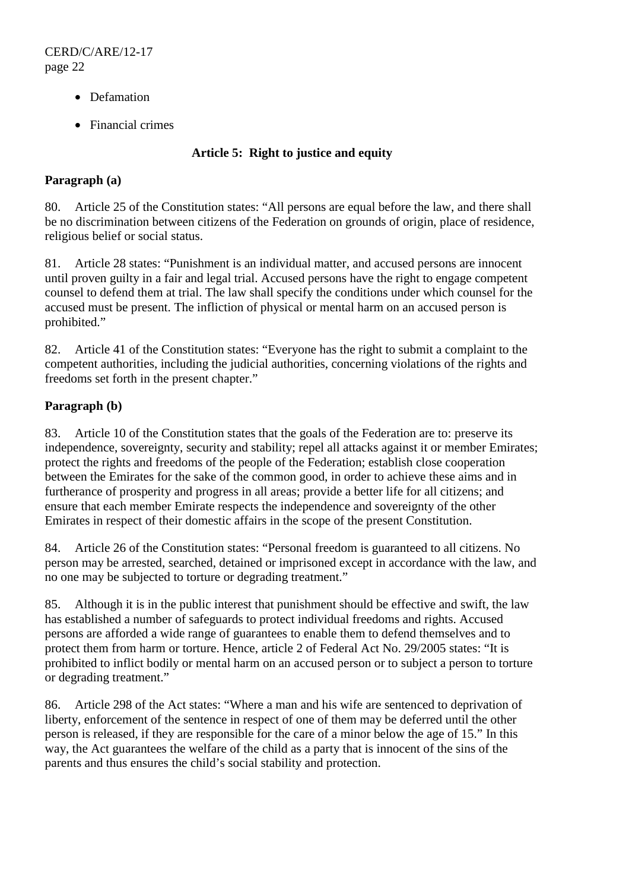- Defamation
- Financial crimes

### Article 5: Right to justice and equity

**Paragraph (a)**

80. Article 25 of the Constitution states: “All persons are equal before the law, and there shall be no discrimination between citizens of the Federation on grounds of origin, place of residence, religious belief or social status.

81. Article 28 states: “Punishment is an individual matter, and accused persons are innocent until proven guilty in a fair and legal trial. Accused persons have the right to engage competent counsel to defend them at trial. The law shall specify the conditions under which counsel for the accused must be present. The infliction of physical or mental harm on an accused person is prohibited.”

82. Article 41 of the Constitution states: “Everyone has the right to submit a complaint to the competent authorities, including the judicial authorities, concerning violations of the rights and freedoms set forth in the present chapter.”

**Paragraph (b)**

83. Article 10 of the Constitution states that the goals of the Federation are to: preserve its independence, sovereignty, security and stability; repel all attacks against it or member Emirates; protect the rights and freedoms of the people of the Federation; establish close cooperation between the Emirates for the sake of the common good, in order to achieve these aims and in furtherance of prosperity and progress in all areas; provide a better life for all citizens; and ensure that each member Emirate respects the independence and sovereignty of the other Emirates in respect of their domestic affairs in the scope of the present Constitution.

84. Article 26 of the Constitution states: “Personal freedom is guaranteed to all citizens. No person may be arrested, searched, detained or imprisoned except in accordance with the law, and no one may be subjected to torture or degrading treatment.”

85. Although it is in the public interest that punishment should be effective and swift, the law has established a number of safeguards to protect individual freedoms and rights. Accused persons are afforded a wide range of guarantees to enable them to defend themselves and to protect them from harm or torture. Hence, article 2 of Federal Act No. 29/2005 states: “It is prohibited to inflict bodily or mental harm on an accused person or to subject a person to torture or degrading treatment.”

86. Article 298 of the Act states: “Where a man and his wife are sentenced to deprivation of liberty, enforcement of the sentence in respect of one of them may be deferred until the other person is released, if they are responsible for the care of a minor below the age of 15.” In this way, the Act guarantees the welfare of the child as a party that is innocent of the sins of the parents and thus ensures the child’s social stability and protection.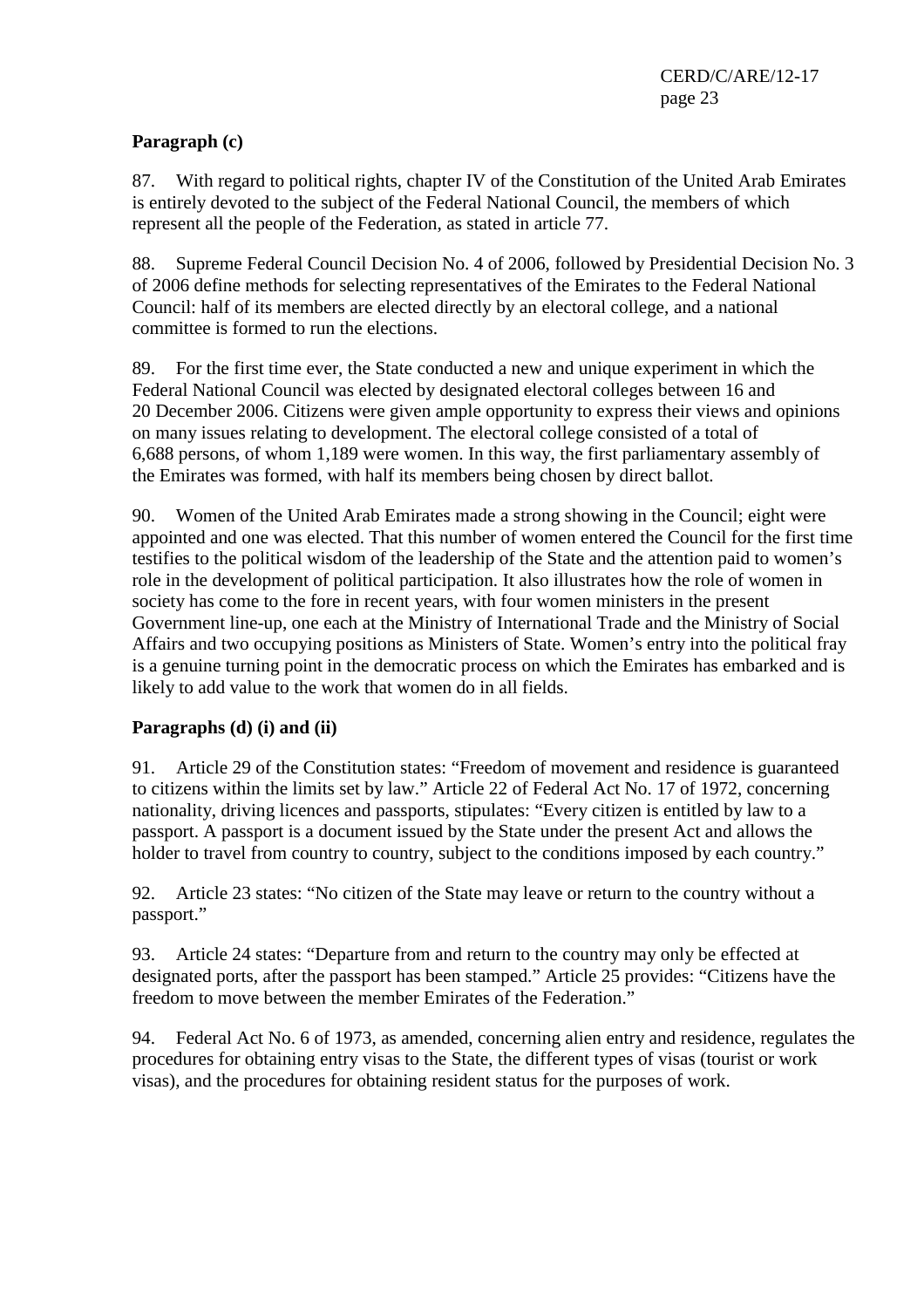**Paragraph (c)**

87. With regard to political rights, chapter IV of the Constitution of the United Arab Emirates is entirely devoted to the subject of the Federal National Council, the members of which represent all the people of the Federation, as stated in article 77.

88. Supreme Federal Council Decision No. 4 of 2006, followed by Presidential Decision No. 3 of 2006 define methods for selecting representatives of the Emirates to the Federal National Council: half of its members are elected directly by an electoral college, and a national committee is formed to run the elections.

89. For the first time ever, the State conducted a new and unique experiment in which the Federal National Council was elected by designated electoral colleges between 16 and 20 December 2006. Citizens were given ample opportunity to express their views and opinions on many issues relating to development. The electoral college consisted of a total of 6,688 persons, of whom 1,189 were women. In this way, the first parliamentary assembly of the Emirates was formed, with half its members being chosen by direct ballot.

90. Women of the United Arab Emirates made a strong showing in the Council; eight were appointed and one was elected. That this number of women entered the Council for the first time testifies to the political wisdom of the leadership of the State and the attention paid to women's role in the development of political participation. It also illustrates how the role of women in society has come to the fore in recent years, with four women ministers in the present Government line-up, one each at the Ministry of International Trade and the Ministry of Social Affairs and two occupying positions as Ministers of State. Women's entry into the political fray is a genuine turning point in the democratic process on which the Emirates has embarked and is likely to add value to the work that women do in all fields.

**Paragraphs (d) (i) and (ii)**

91. Article 29 of the Constitution states: "Freedom of movement and residence is guaranteed to citizens within the limits set by law." Article 22 of Federal Act No. 17 of 1972, concerning nationality, driving licences and passports, stipulates: "Every citizen is entitled by law to a passport. A passport is a document issued by the State under the present Act and allows the holder to travel from country to country, subject to the conditions imposed by each country."

92. Article 23 states: "No citizen of the State may leave or return to the country without a passport."

93. Article 24 states: "Departure from and return to the country may only be effected at designated ports, after the passport has been stamped." Article 25 provides: "Citizens have the freedom to move between the member Emirates of the Federation."

94. Federal Act No. 6 of 1973, as amended, concerning alien entry and residence, regulates the procedures for obtaining entry visas to the State, the different types of visas (tourist or work visas), and the procedures for obtaining resident status for the purposes of work.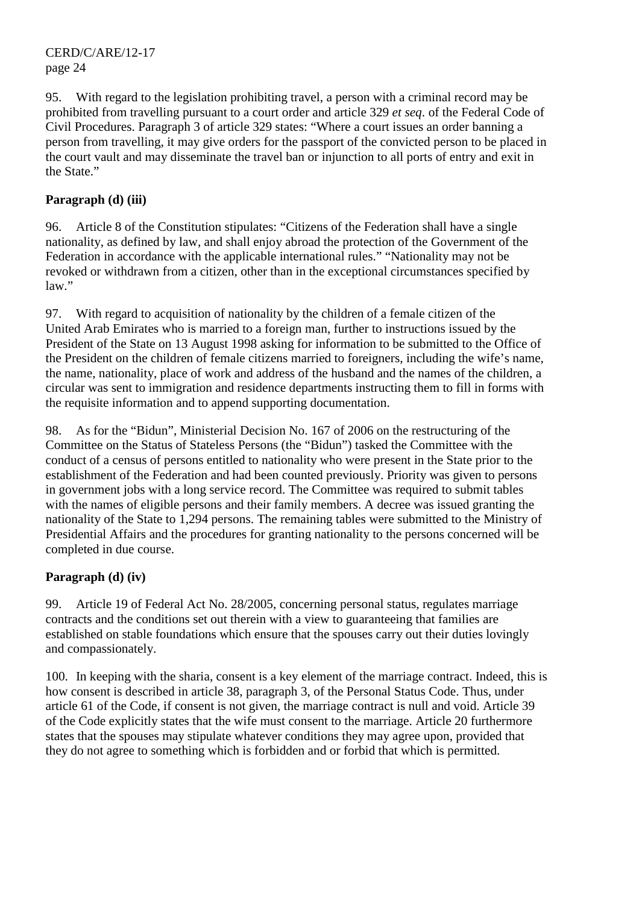95. With regard to the legislation prohibiting travel, a person with a criminal record may be prohibited from travelling pursuant to a court order and article 329 *et seq.* of the Federal Code of Civil Procedures. Paragraph 3 of article 329 states: "Where a court issues an order banning a person from travelling, it may give orders for the passport of the convicted person to be placed in the court vault and may disseminate the travel ban or injunction to all ports of entry and exit in the State."

**Paragraph (d) (iii)**

96. Article 8 of the Constitution stipulates: "Citizens of the Federation shall have a single nationality, as defined by law, and shall enjoy abroad the protection of the Government of the Federation in accordance with the applicable international rules." "Nationality may not be revoked or withdrawn from a citizen, other than in the exceptional circumstances specified by law."

97. With regard to acquisition of nationality by the children of a female citizen of the United Arab Emirates who is married to a foreign man, further to instructions issued by the President of the State on 13 August 1998 asking for information to be submitted to the Office of the President on the children of female citizens married to foreigners, including the wife's name, the name, nationality, place of work and address of the husband and the names of the children, a circular was sent to immigration and residence departments instructing them to fill in forms with the requisite information and to append supporting documentation.

98. As for the "Bidun", Ministerial Decision No. 167 of 2006 on the restructuring of the Committee on the Status of Stateless Persons (the "Bidun") tasked the Committee with the conduct of a census of persons entitled to nationality who were present in the State prior to the establishment of the Federation and had been counted previously. Priority was given to persons in government jobs with a long service record. The Committee was required to submit tables with the names of eligible persons and their family members. A decree was issued granting the nationality of the State to 1,294 persons. The remaining tables were submitted to the Ministry of Presidential Affairs and the procedures for granting nationality to the persons concerned will be completed in due course.

**Paragraph (d) (iv)**

99. Article 19 of Federal Act No. 28/2005, concerning personal status, regulates marriage contracts and the conditions set out therein with a view to guaranteeing that families are established on stable foundations which ensure that the spouses carry out their duties lovingly and compassionately.

100. In keeping with the sharia, consent is a key element of the marriage contract. Indeed, this is how consent is described in article 38, paragraph 3, of the Personal Status Code. Thus, under article 61 of the Code, if consent is not given, the marriage contract is null and void. Article 39 of the Code explicitly states that the wife must consent to the marriage. Article 20 furthermore states that the spouses may stipulate whatever conditions they may agree upon, provided that they do not agree to something which is forbidden and or forbid that which is permitted.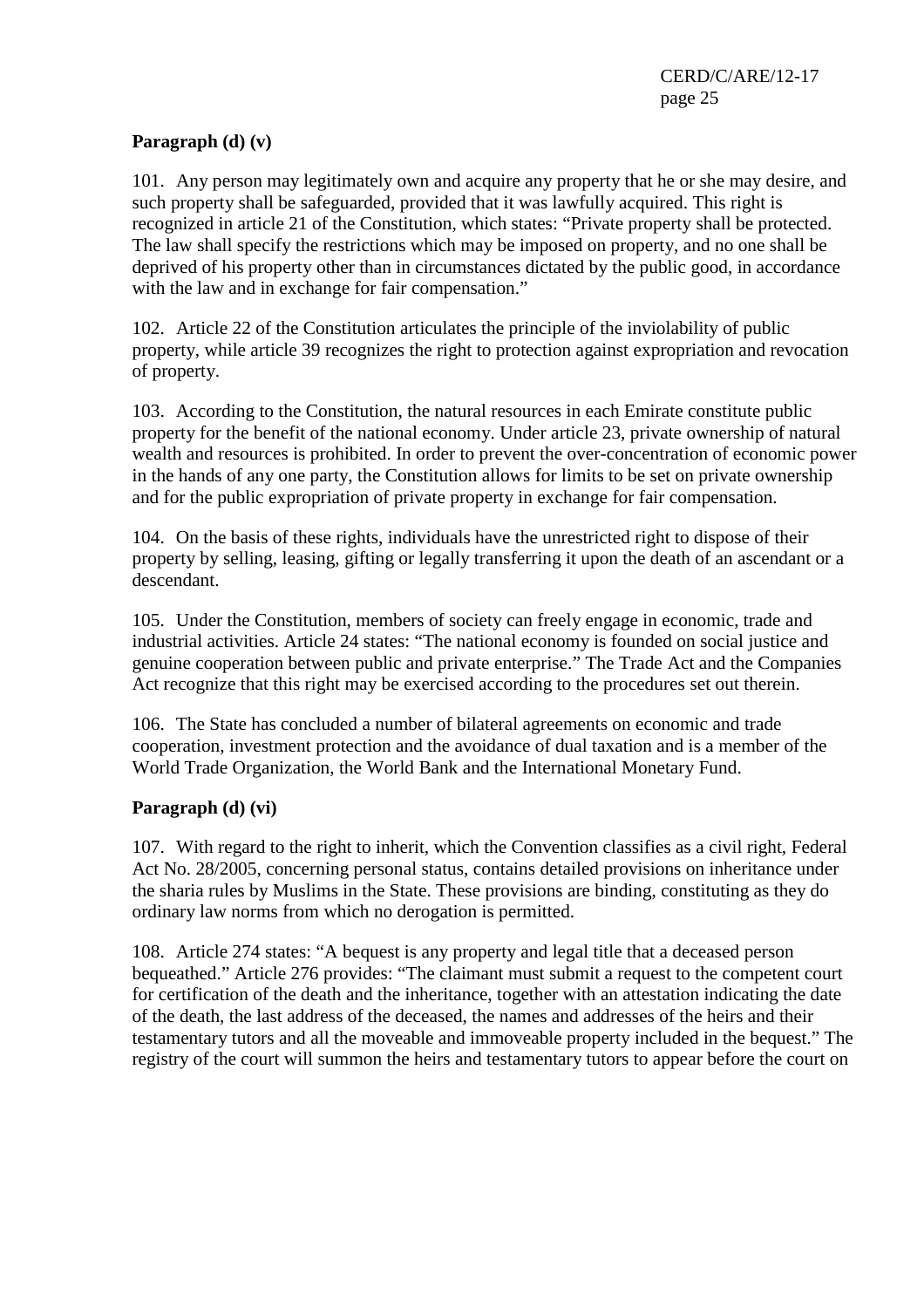**Paragraph (d) (v)**

101. Any person may legitimately own and acquire any property that he or she may desire, and such property shall be safeguarded, provided that it was lawfully acquired. This right is recognized in article 21 of the Constitution, which states: "Private property shall be protected. The law shall specify the restrictions which may be imposed on property, and no one shall be deprived of his property other than in circumstances dictated by the public good, in accordance with the law and in exchange for fair compensation."

102. Article 22 of the Constitution articulates the principle of the inviolability of public property, while article 39 recognizes the right to protection against expropriation and revocation of property.

103. According to the Constitution, the natural resources in each Emirate constitute public property for the benefit of the national economy. Under article 23, private ownership of natural wealth and resources is prohibited. In order to prevent the over-concentration of economic power in the hands of any one party, the Constitution allows for limits to be set on private ownership and for the public expropriation of private property in exchange for fair compensation.

104. On the basis of these rights, individuals have the unrestricted right to dispose of their property by selling, leasing, gifting or legally transferring it upon the death of an ascendant or a descendant.

105. Under the Constitution, members of society can freely engage in economic, trade and industrial activities. Article 24 states: "The national economy is founded on social justice and genuine cooperation between public and private enterprise." The Trade Act and the Companies Act recognize that this right may be exercised according to the procedures set out therein.

106. The State has concluded a number of bilateral agreements on economic and trade cooperation, investment protection and the avoidance of dual taxation and is a member of the World Trade Organization, the World Bank and the International Monetary Fund.

**Paragraph (d) (vi)**

107. With regard to the right to inherit, which the Convention classifies as a civil right, Federal Act No. 28/2005, concerning personal status, contains detailed provisions on inheritance under the sharia rules by Muslims in the State. These provisions are binding, constituting as they do ordinary law norms from which no derogation is permitted.

108. Article 274 states: "A bequest is any property and legal title that a deceased person bequeathed." Article 276 provides: "The claimant must submit a request to the competent court for certification of the death and the inheritance, together with an attestation indicating the date of the death, the last address of the deceased, the names and addresses of the heirs and their testamentary tutors and all the moveable and immoveable property included in the bequest." The registry of the court will summon the heirs and testamentary tutors to appear before the court on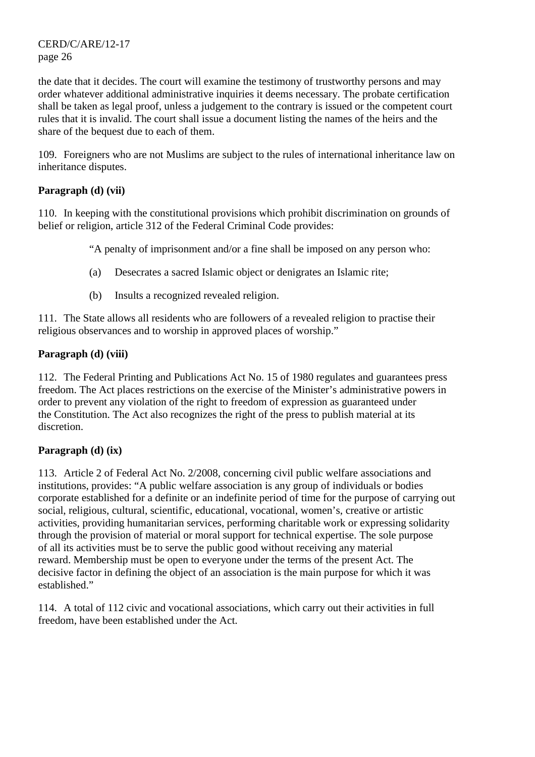the date that it decides. The court will examine the testimony of trustworthy persons and may order whatever additional administrative inquiries it deems necessary. The probate certification shall be taken as legal proof, unless a judgement to the contrary is issued or the competent court rules that it is invalid. The court shall issue a document listing the names of the heirs and the share of the bequest due to each of them.

109. Foreigners who are not Muslims are subject to the rules of international inheritance law on inheritance disputes.

**Paragraph (d) (vii)**

110. In keeping with the constitutional provisions which prohibit discrimination on grounds of belief or religion, article 312 of the Federal Criminal Code provides:

> "A penalty of imprisonment and/or a fine shall be imposed on any person who:
>
> (a) Desecrates a sacred Islamic object or denigrates an Islamic rite;
>
> (b) Insults a recognized revealed religion.

111. The State allows all residents who are followers of a revealed religion to practise their religious observances and to worship in approved places of worship."

**Paragraph (d) (viii)**

112. The Federal Printing and Publications Act No. 15 of 1980 regulates and guarantees press freedom. The Act places restrictions on the exercise of the Minister's administrative powers in order to prevent any violation of the right to freedom of expression as guaranteed under the Constitution. The Act also recognizes the right of the press to publish material at its discretion.

**Paragraph (d) (ix)**

113. Article 2 of Federal Act No. 2/2008, concerning civil public welfare associations and institutions, provides: "A public welfare association is any group of individuals or bodies corporate established for a definite or an indefinite period of time for the purpose of carrying out social, religious, cultural, scientific, educational, vocational, women's, creative or artistic activities, providing humanitarian services, performing charitable work or expressing solidarity through the provision of material or moral support for technical expertise. The sole purpose of all its activities must be to serve the public good without receiving any material reward. Membership must be open to everyone under the terms of the present Act. The decisive factor in defining the object of an association is the main purpose for which it was established."

114. A total of 112 civic and vocational associations, which carry out their activities in full freedom, have been established under the Act.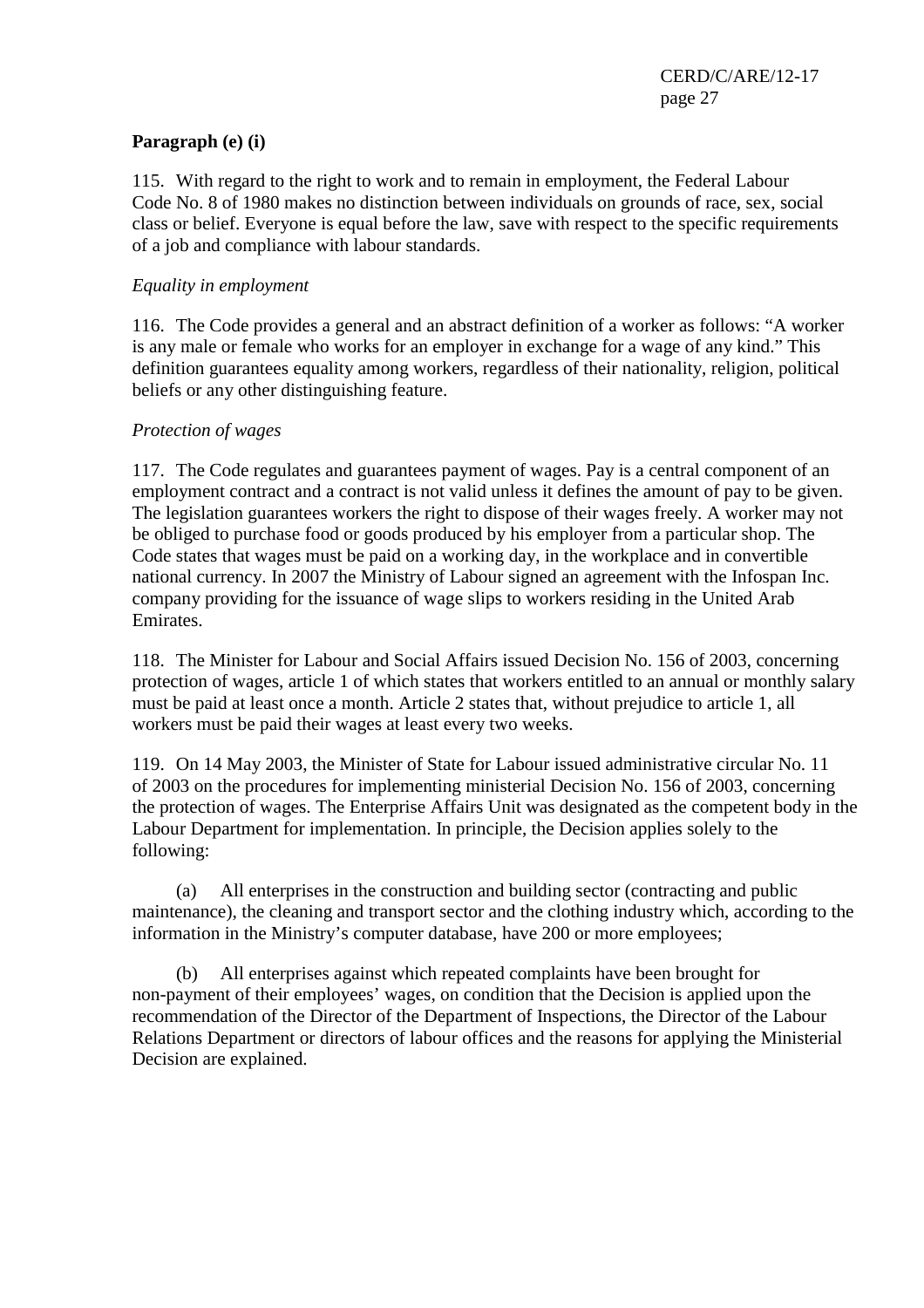**Paragraph (e) (i)**

115. With regard to the right to work and to remain in employment, the Federal Labour Code No. 8 of 1980 makes no distinction between individuals on grounds of race, sex, social class or belief. Everyone is equal before the law, save with respect to the specific requirements of a job and compliance with labour standards.

*Equality in employment*

116. The Code provides a general and an abstract definition of a worker as follows: "A worker is any male or female who works for an employer in exchange for a wage of any kind." This definition guarantees equality among workers, regardless of their nationality, religion, political beliefs or any other distinguishing feature.

*Protection of wages*

117. The Code regulates and guarantees payment of wages. Pay is a central component of an employment contract and a contract is not valid unless it defines the amount of pay to be given. The legislation guarantees workers the right to dispose of their wages freely. A worker may not be obliged to purchase food or goods produced by his employer from a particular shop. The Code states that wages must be paid on a working day, in the workplace and in convertible national currency. In 2007 the Ministry of Labour signed an agreement with the Infospan Inc. company providing for the issuance of wage slips to workers residing in the United Arab Emirates.

118. The Minister for Labour and Social Affairs issued Decision No. 156 of 2003, concerning protection of wages, article 1 of which states that workers entitled to an annual or monthly salary must be paid at least once a month. Article 2 states that, without prejudice to article 1, all workers must be paid their wages at least every two weeks.

119. On 14 May 2003, the Minister of State for Labour issued administrative circular No. 11 of 2003 on the procedures for implementing ministerial Decision No. 156 of 2003, concerning the protection of wages. The Enterprise Affairs Unit was designated as the competent body in the Labour Department for implementation. In principle, the Decision applies solely to the following:

(a) All enterprises in the construction and building sector (contracting and public maintenance), the cleaning and transport sector and the clothing industry which, according to the information in the Ministry's computer database, have 200 or more employees;

(b) All enterprises against which repeated complaints have been brought for non-payment of their employees' wages, on condition that the Decision is applied upon the recommendation of the Director of the Department of Inspections, the Director of the Labour Relations Department or directors of labour offices and the reasons for applying the Ministerial Decision are explained.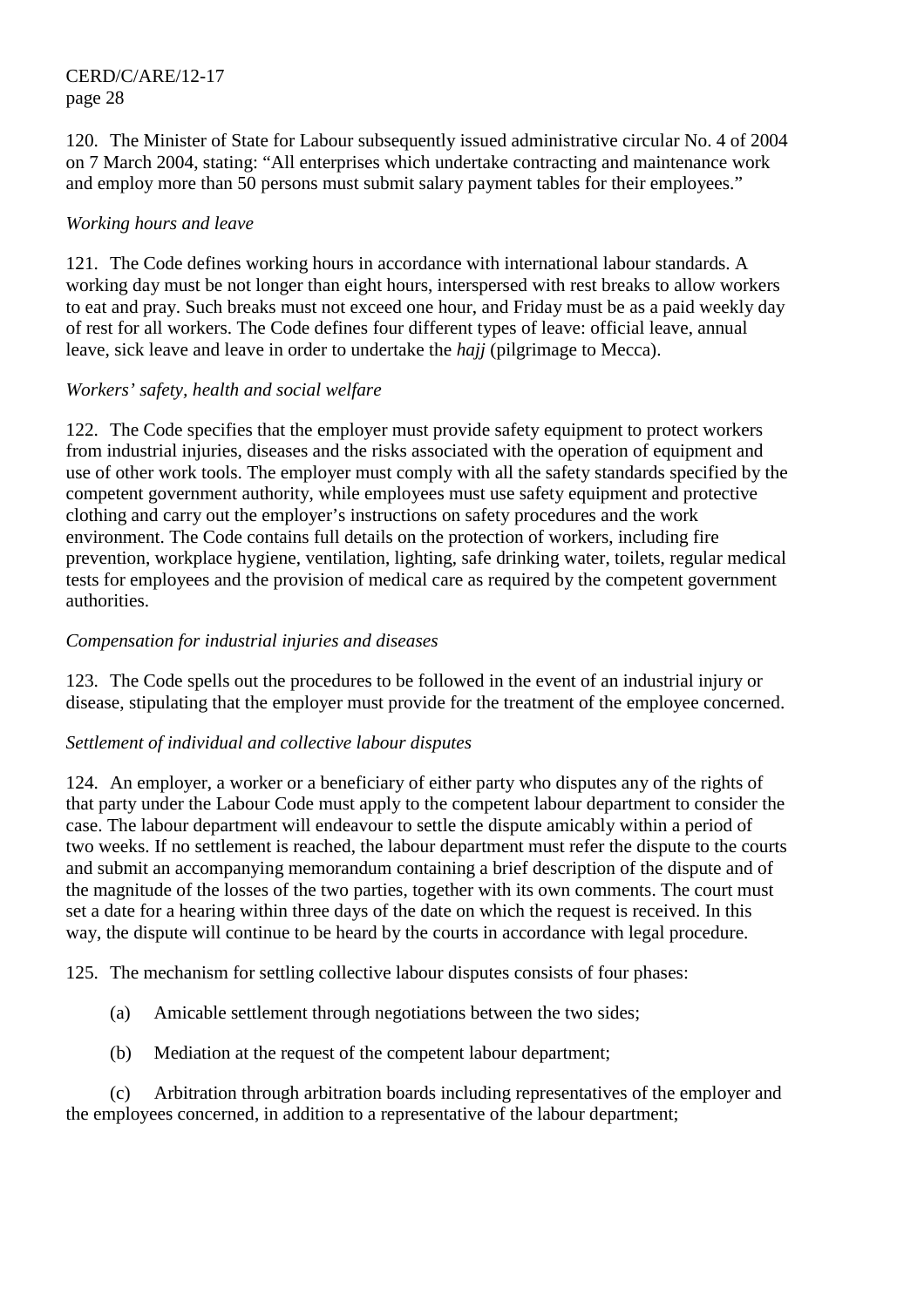120. The Minister of State for Labour subsequently issued administrative circular No. 4 of 2004 on 7 March 2004, stating: "All enterprises which undertake contracting and maintenance work and employ more than 50 persons must submit salary payment tables for their employees."

*Working hours and leave*

121. The Code defines working hours in accordance with international labour standards. A working day must be not longer than eight hours, interspersed with rest breaks to allow workers to eat and pray. Such breaks must not exceed one hour, and Friday must be as a paid weekly day of rest for all workers. The Code defines four different types of leave: official leave, annual leave, sick leave and leave in order to undertake the *hajj* (pilgrimage to Mecca).

*Workers' safety, health and social welfare*

122. The Code specifies that the employer must provide safety equipment to protect workers from industrial injuries, diseases and the risks associated with the operation of equipment and use of other work tools. The employer must comply with all the safety standards specified by the competent government authority, while employees must use safety equipment and protective clothing and carry out the employer's instructions on safety procedures and the work environment. The Code contains full details on the protection of workers, including fire prevention, workplace hygiene, ventilation, lighting, safe drinking water, toilets, regular medical tests for employees and the provision of medical care as required by the competent government authorities.

*Compensation for industrial injuries and diseases*

123. The Code spells out the procedures to be followed in the event of an industrial injury or disease, stipulating that the employer must provide for the treatment of the employee concerned.

*Settlement of individual and collective labour disputes*

124. An employer, a worker or a beneficiary of either party who disputes any of the rights of that party under the Labour Code must apply to the competent labour department to consider the case. The labour department will endeavour to settle the dispute amicably within a period of two weeks. If no settlement is reached, the labour department must refer the dispute to the courts and submit an accompanying memorandum containing a brief description of the dispute and of the magnitude of the losses of the two parties, together with its own comments. The court must set a date for a hearing within three days of the date on which the request is received. In this way, the dispute will continue to be heard by the courts in accordance with legal procedure.

125. The mechanism for settling collective labour disputes consists of four phases:

(a) Amicable settlement through negotiations between the two sides;

(b) Mediation at the request of the competent labour department;

(c) Arbitration through arbitration boards including representatives of the employer and the employees concerned, in addition to a representative of the labour department;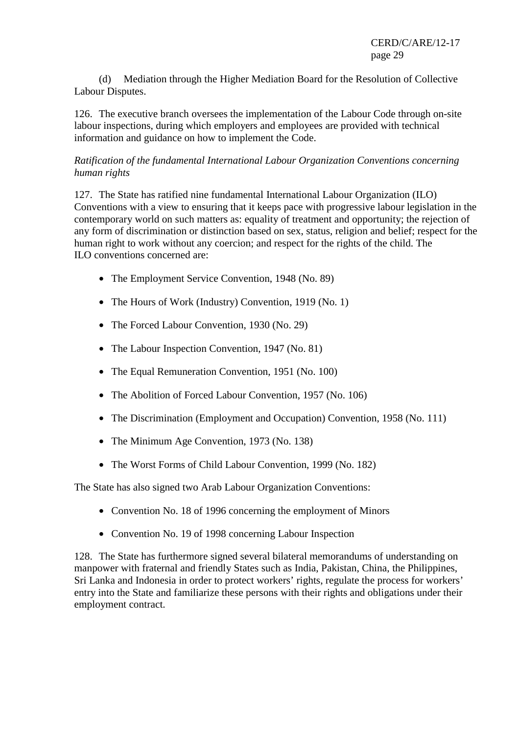(d) Mediation through the Higher Mediation Board for the Resolution of Collective Labour Disputes.

126. The executive branch oversees the implementation of the Labour Code through on-site labour inspections, during which employers and employees are provided with technical information and guidance on how to implement the Code.

*Ratification of the fundamental International Labour Organization Conventions concerning human rights*

127. The State has ratified nine fundamental International Labour Organization (ILO) Conventions with a view to ensuring that it keeps pace with progressive labour legislation in the contemporary world on such matters as: equality of treatment and opportunity; the rejection of any form of discrimination or distinction based on sex, status, religion and belief; respect for the human right to work without any coercion; and respect for the rights of the child. The ILO conventions concerned are:

- The Employment Service Convention, 1948 (No. 89)
- The Hours of Work (Industry) Convention, 1919 (No. 1)
- The Forced Labour Convention, 1930 (No. 29)
- The Labour Inspection Convention, 1947 (No. 81)
- The Equal Remuneration Convention, 1951 (No. 100)
- The Abolition of Forced Labour Convention, 1957 (No. 106)
- The Discrimination (Employment and Occupation) Convention, 1958 (No. 111)
- The Minimum Age Convention, 1973 (No. 138)
- The Worst Forms of Child Labour Convention, 1999 (No. 182)

The State has also signed two Arab Labour Organization Conventions:

- Convention No. 18 of 1996 concerning the employment of Minors
- Convention No. 19 of 1998 concerning Labour Inspection

128. The State has furthermore signed several bilateral memorandums of understanding on manpower with fraternal and friendly States such as India, Pakistan, China, the Philippines, Sri Lanka and Indonesia in order to protect workers' rights, regulate the process for workers' entry into the State and familiarize these persons with their rights and obligations under their employment contract.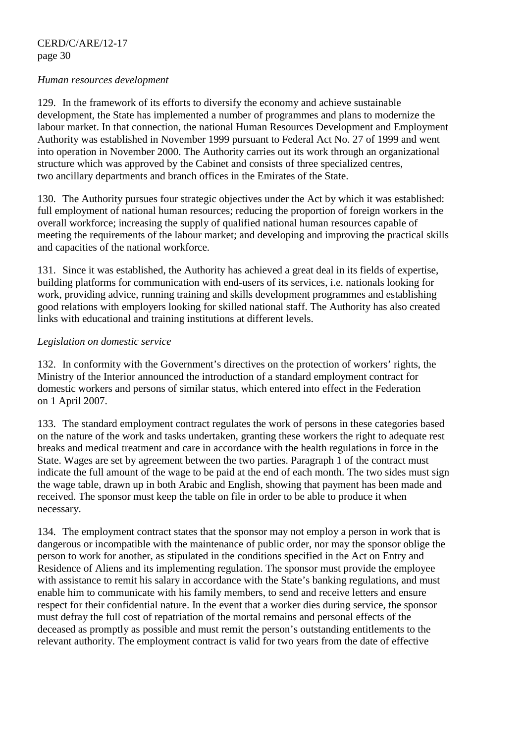*Human resources development*

129. In the framework of its efforts to diversify the economy and achieve sustainable development, the State has implemented a number of programmes and plans to modernize the labour market. In that connection, the national Human Resources Development and Employment Authority was established in November 1999 pursuant to Federal Act No. 27 of 1999 and went into operation in November 2000. The Authority carries out its work through an organizational structure which was approved by the Cabinet and consists of three specialized centres, two ancillary departments and branch offices in the Emirates of the State.

130. The Authority pursues four strategic objectives under the Act by which it was established: full employment of national human resources; reducing the proportion of foreign workers in the overall workforce; increasing the supply of qualified national human resources capable of meeting the requirements of the labour market; and developing and improving the practical skills and capacities of the national workforce.

131. Since it was established, the Authority has achieved a great deal in its fields of expertise, building platforms for communication with end-users of its services, i.e. nationals looking for work, providing advice, running training and skills development programmes and establishing good relations with employers looking for skilled national staff. The Authority has also created links with educational and training institutions at different levels.

*Legislation on domestic service*

132. In conformity with the Government's directives on the protection of workers' rights, the Ministry of the Interior announced the introduction of a standard employment contract for domestic workers and persons of similar status, which entered into effect in the Federation on 1 April 2007.

133. The standard employment contract regulates the work of persons in these categories based on the nature of the work and tasks undertaken, granting these workers the right to adequate rest breaks and medical treatment and care in accordance with the health regulations in force in the State. Wages are set by agreement between the two parties. Paragraph 1 of the contract must indicate the full amount of the wage to be paid at the end of each month. The two sides must sign the wage table, drawn up in both Arabic and English, showing that payment has been made and received. The sponsor must keep the table on file in order to be able to produce it when necessary.

134. The employment contract states that the sponsor may not employ a person in work that is dangerous or incompatible with the maintenance of public order, nor may the sponsor oblige the person to work for another, as stipulated in the conditions specified in the Act on Entry and Residence of Aliens and its implementing regulation. The sponsor must provide the employee with assistance to remit his salary in accordance with the State's banking regulations, and must enable him to communicate with his family members, to send and receive letters and ensure respect for their confidential nature. In the event that a worker dies during service, the sponsor must defray the full cost of repatriation of the mortal remains and personal effects of the deceased as promptly as possible and must remit the person's outstanding entitlements to the relevant authority. The employment contract is valid for two years from the date of effective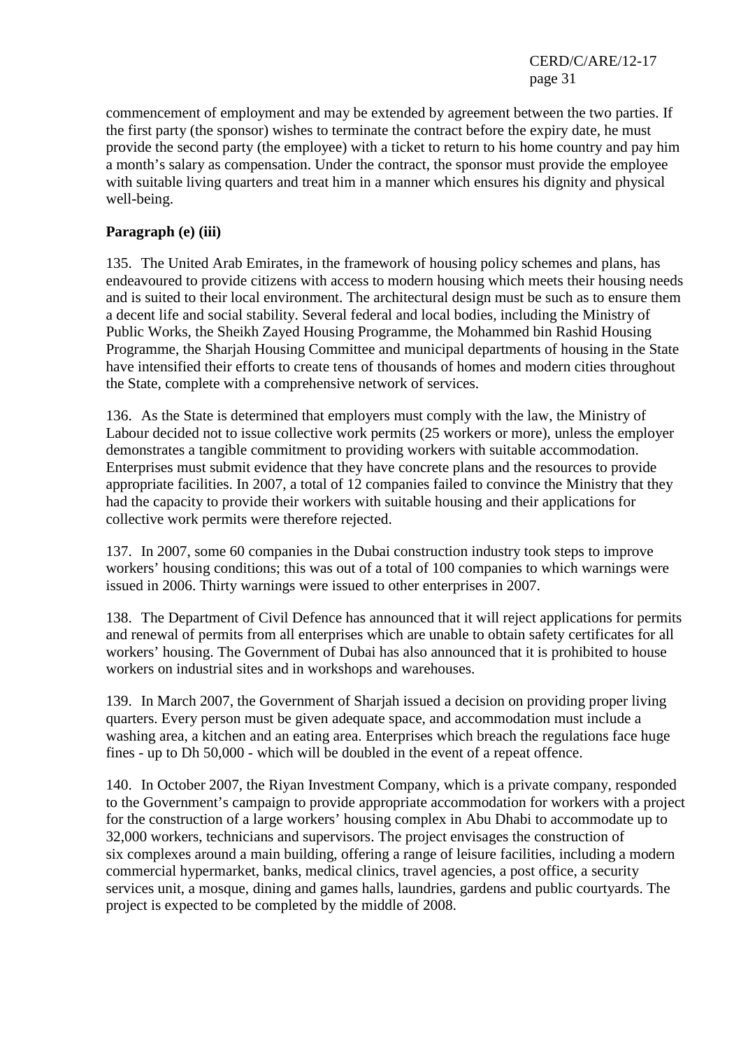commencement of employment and may be extended by agreement between the two parties. If the first party (the sponsor) wishes to terminate the contract before the expiry date, he must provide the second party (the employee) with a ticket to return to his home country and pay him a month's salary as compensation. Under the contract, the sponsor must provide the employee with suitable living quarters and treat him in a manner which ensures his dignity and physical well-being.

**Paragraph (e) (iii)**

135. The United Arab Emirates, in the framework of housing policy schemes and plans, has endeavoured to provide citizens with access to modern housing which meets their housing needs and is suited to their local environment. The architectural design must be such as to ensure them a decent life and social stability. Several federal and local bodies, including the Ministry of Public Works, the Sheikh Zayed Housing Programme, the Mohammed bin Rashid Housing Programme, the Sharjah Housing Committee and municipal departments of housing in the State have intensified their efforts to create tens of thousands of homes and modern cities throughout the State, complete with a comprehensive network of services.

136. As the State is determined that employers must comply with the law, the Ministry of Labour decided not to issue collective work permits (25 workers or more), unless the employer demonstrates a tangible commitment to providing workers with suitable accommodation. Enterprises must submit evidence that they have concrete plans and the resources to provide appropriate facilities. In 2007, a total of 12 companies failed to convince the Ministry that they had the capacity to provide their workers with suitable housing and their applications for collective work permits were therefore rejected.

137. In 2007, some 60 companies in the Dubai construction industry took steps to improve workers' housing conditions; this was out of a total of 100 companies to which warnings were issued in 2006. Thirty warnings were issued to other enterprises in 2007.

138. The Department of Civil Defence has announced that it will reject applications for permits and renewal of permits from all enterprises which are unable to obtain safety certificates for all workers' housing. The Government of Dubai has also announced that it is prohibited to house workers on industrial sites and in workshops and warehouses.

139. In March 2007, the Government of Sharjah issued a decision on providing proper living quarters. Every person must be given adequate space, and accommodation must include a washing area, a kitchen and an eating area. Enterprises which breach the regulations face huge fines - up to Dh 50,000 - which will be doubled in the event of a repeat offence.

140. In October 2007, the Riyan Investment Company, which is a private company, responded to the Government's campaign to provide appropriate accommodation for workers with a project for the construction of a large workers' housing complex in Abu Dhabi to accommodate up to 32,000 workers, technicians and supervisors. The project envisages the construction of six complexes around a main building, offering a range of leisure facilities, including a modern commercial hypermarket, banks, medical clinics, travel agencies, a post office, a security services unit, a mosque, dining and games halls, laundries, gardens and public courtyards. The project is expected to be completed by the middle of 2008.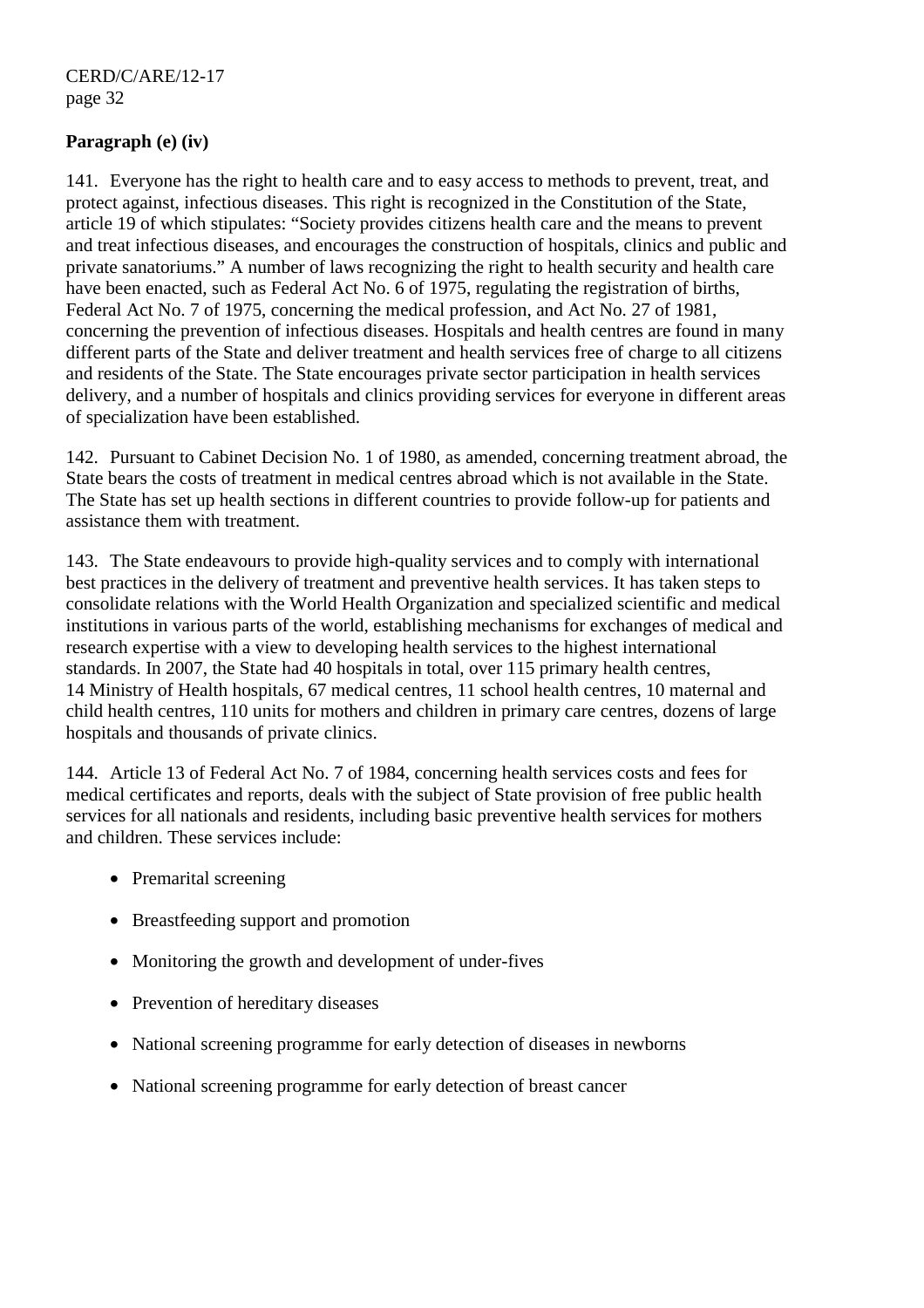**Paragraph (e) (iv)**

141. Everyone has the right to health care and to easy access to methods to prevent, treat, and protect against, infectious diseases. This right is recognized in the Constitution of the State, article 19 of which stipulates: "Society provides citizens health care and the means to prevent and treat infectious diseases, and encourages the construction of hospitals, clinics and public and private sanatoriums." A number of laws recognizing the right to health security and health care have been enacted, such as Federal Act No. 6 of 1975, regulating the registration of births, Federal Act No. 7 of 1975, concerning the medical profession, and Act No. 27 of 1981, concerning the prevention of infectious diseases. Hospitals and health centres are found in many different parts of the State and deliver treatment and health services free of charge to all citizens and residents of the State. The State encourages private sector participation in health services delivery, and a number of hospitals and clinics providing services for everyone in different areas of specialization have been established.

142. Pursuant to Cabinet Decision No. 1 of 1980, as amended, concerning treatment abroad, the State bears the costs of treatment in medical centres abroad which is not available in the State. The State has set up health sections in different countries to provide follow-up for patients and assistance them with treatment.

143. The State endeavours to provide high-quality services and to comply with international best practices in the delivery of treatment and preventive health services. It has taken steps to consolidate relations with the World Health Organization and specialized scientific and medical institutions in various parts of the world, establishing mechanisms for exchanges of medical and research expertise with a view to developing health services to the highest international standards. In 2007, the State had 40 hospitals in total, over 115 primary health centres, 14 Ministry of Health hospitals, 67 medical centres, 11 school health centres, 10 maternal and child health centres, 110 units for mothers and children in primary care centres, dozens of large hospitals and thousands of private clinics.

144. Article 13 of Federal Act No. 7 of 1984, concerning health services costs and fees for medical certificates and reports, deals with the subject of State provision of free public health services for all nationals and residents, including basic preventive health services for mothers and children. These services include:

- Premarital screening
- Breastfeeding support and promotion
- Monitoring the growth and development of under-fives
- Prevention of hereditary diseases
- National screening programme for early detection of diseases in newborns
- National screening programme for early detection of breast cancer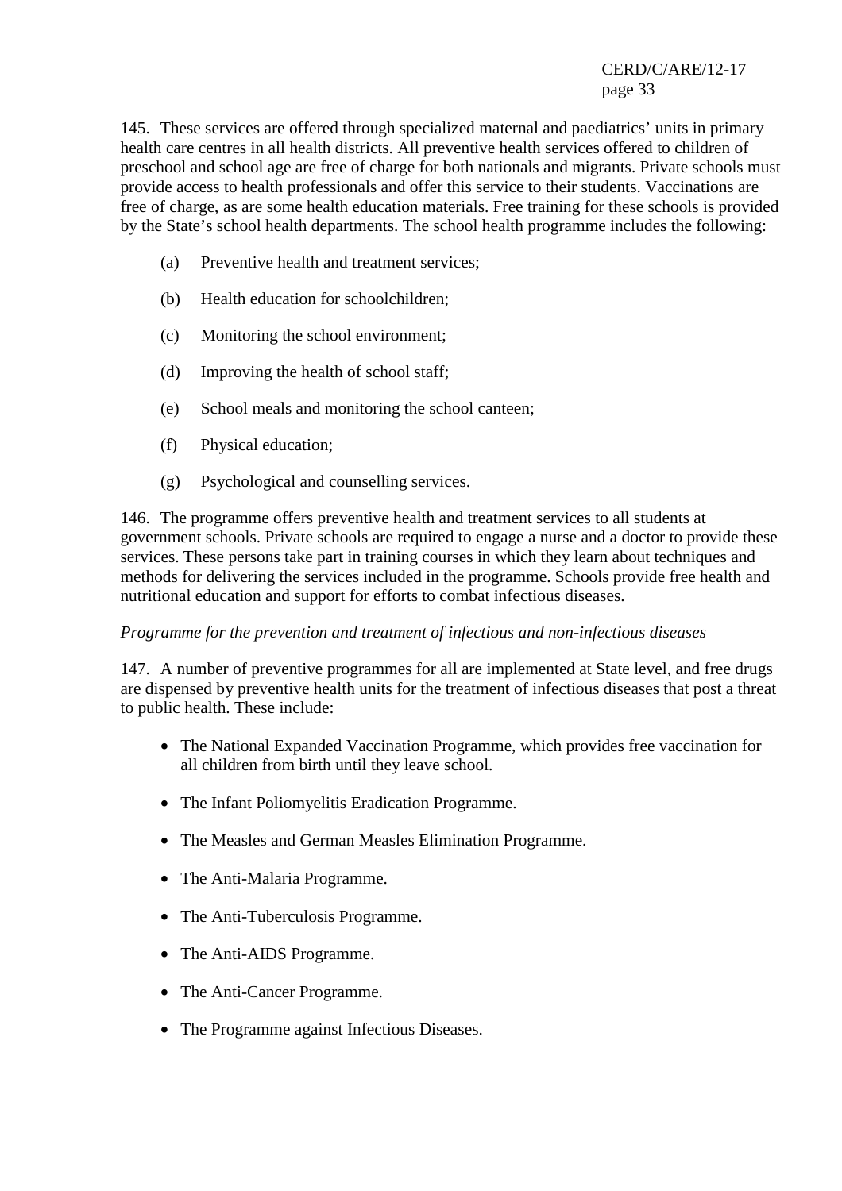145. These services are offered through specialized maternal and paediatrics' units in primary health care centres in all health districts. All preventive health services offered to children of preschool and school age are free of charge for both nationals and migrants. Private schools must provide access to health professionals and offer this service to their students. Vaccinations are free of charge, as are some health education materials. Free training for these schools is provided by the State's school health departments. The school health programme includes the following:

(a) Preventive health and treatment services;

(b) Health education for schoolchildren;

(c) Monitoring the school environment;

(d) Improving the health of school staff;

(e) School meals and monitoring the school canteen;

(f) Physical education;

(g) Psychological and counselling services.

146. The programme offers preventive health and treatment services to all students at government schools. Private schools are required to engage a nurse and a doctor to provide these services. These persons take part in training courses in which they learn about techniques and methods for delivering the services included in the programme. Schools provide free health and nutritional education and support for efforts to combat infectious diseases.

*Programme for the prevention and treatment of infectious and non-infectious diseases*

147. A number of preventive programmes for all are implemented at State level, and free drugs are dispensed by preventive health units for the treatment of infectious diseases that post a threat to public health. These include:

- The National Expanded Vaccination Programme, which provides free vaccination for all children from birth until they leave school.
- The Infant Poliomyelitis Eradication Programme.
- The Measles and German Measles Elimination Programme.
- The Anti-Malaria Programme.
- The Anti-Tuberculosis Programme.
- The Anti-AIDS Programme.
- The Anti-Cancer Programme.
- The Programme against Infectious Diseases.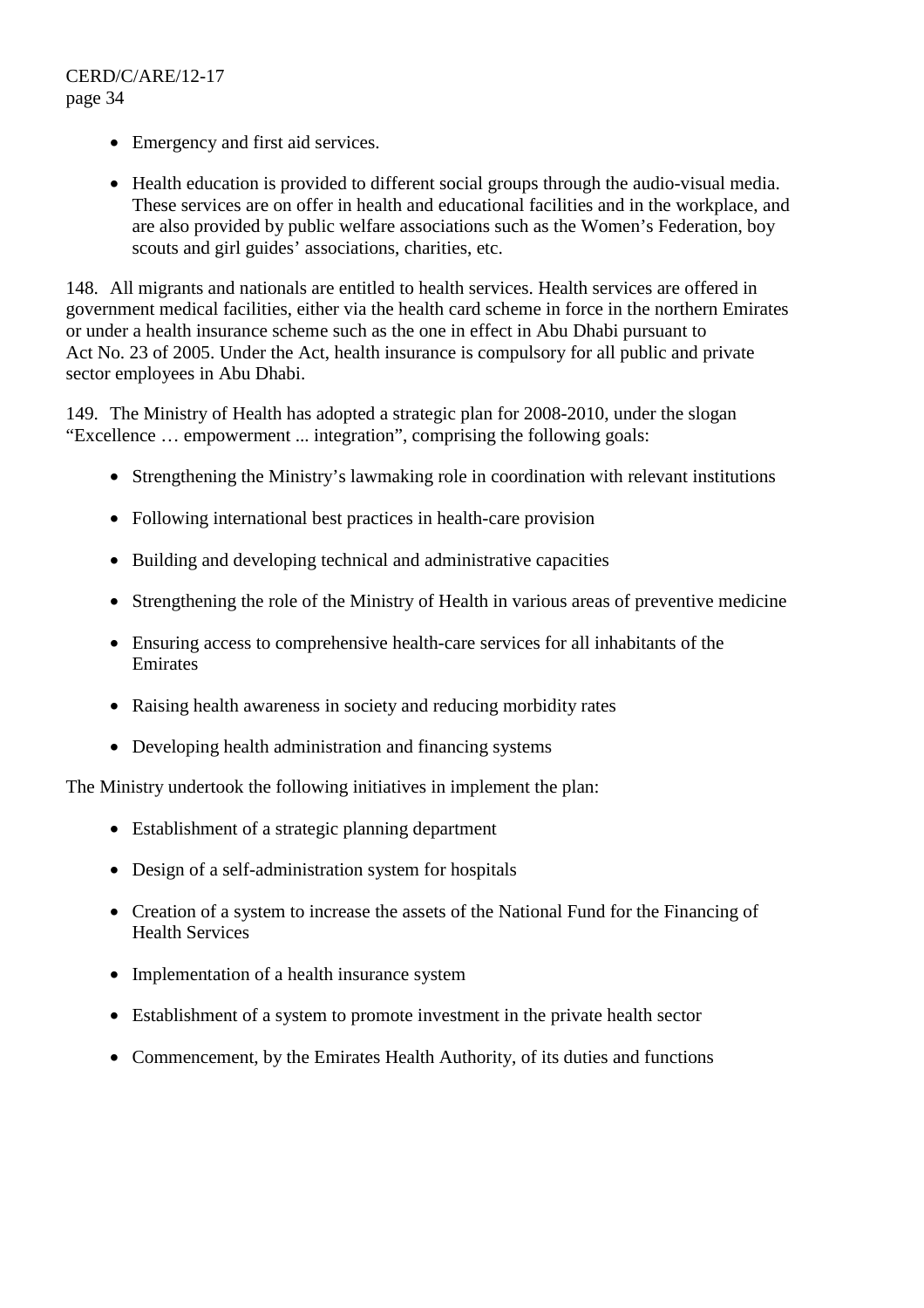- Emergency and first aid services.

- Health education is provided to different social groups through the audio-visual media. These services are on offer in health and educational facilities and in the workplace, and are also provided by public welfare associations such as the Women's Federation, boy scouts and girl guides' associations, charities, etc.

148. All migrants and nationals are entitled to health services. Health services are offered in government medical facilities, either via the health card scheme in force in the northern Emirates or under a health insurance scheme such as the one in effect in Abu Dhabi pursuant to Act No. 23 of 2005. Under the Act, health insurance is compulsory for all public and private sector employees in Abu Dhabi.

149. The Ministry of Health has adopted a strategic plan for 2008-2010, under the slogan "Excellence … empowerment ... integration", comprising the following goals:

- Strengthening the Ministry's lawmaking role in coordination with relevant institutions

- Following international best practices in health-care provision

- Building and developing technical and administrative capacities

- Strengthening the role of the Ministry of Health in various areas of preventive medicine

- Ensuring access to comprehensive health-care services for all inhabitants of the Emirates

- Raising health awareness in society and reducing morbidity rates

- Developing health administration and financing systems

The Ministry undertook the following initiatives in implement the plan:

- Establishment of a strategic planning department

- Design of a self-administration system for hospitals

- Creation of a system to increase the assets of the National Fund for the Financing of Health Services

- Implementation of a health insurance system

- Establishment of a system to promote investment in the private health sector

- Commencement, by the Emirates Health Authority, of its duties and functions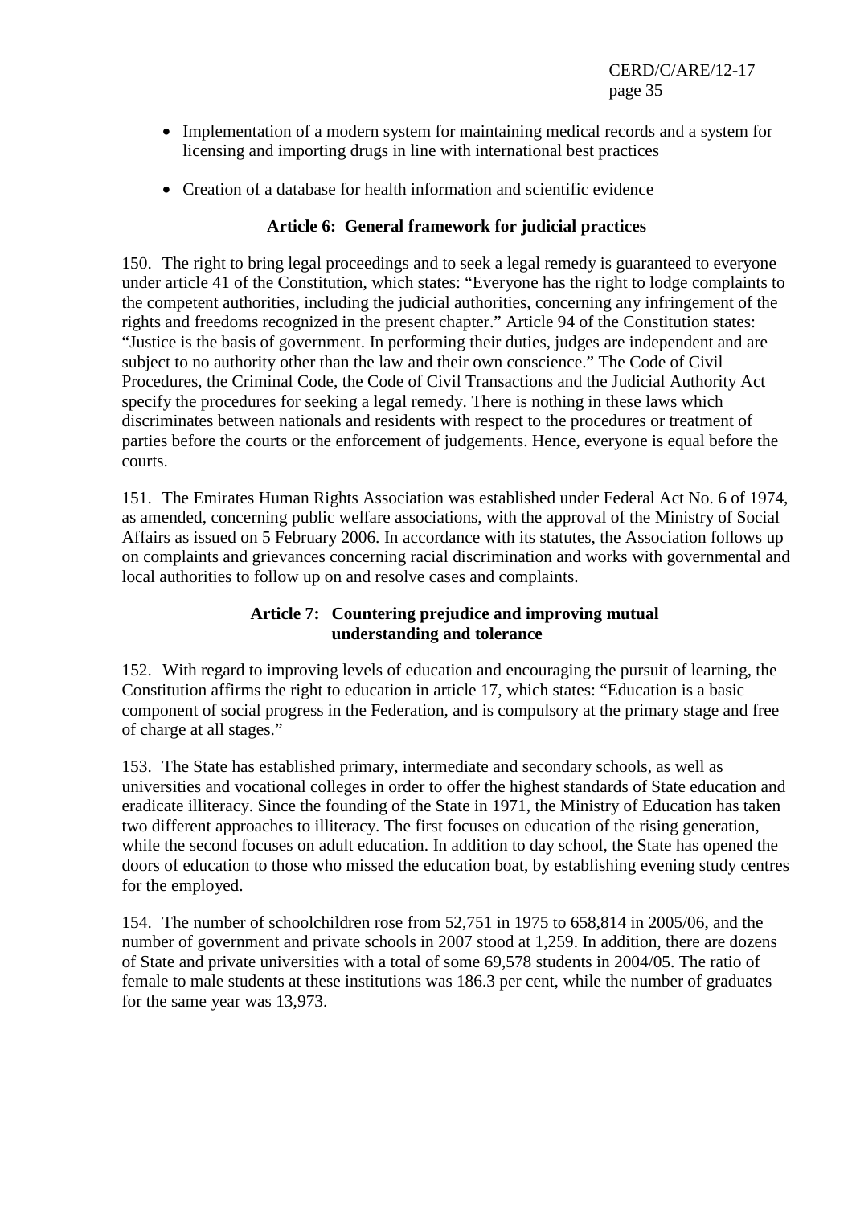- Implementation of a modern system for maintaining medical records and a system for licensing and importing drugs in line with international best practices
- Creation of a database for health information and scientific evidence

### Article 6: General framework for judicial practices

150. The right to bring legal proceedings and to seek a legal remedy is guaranteed to everyone under article 41 of the Constitution, which states: "Everyone has the right to lodge complaints to the competent authorities, including the judicial authorities, concerning any infringement of the rights and freedoms recognized in the present chapter." Article 94 of the Constitution states: "Justice is the basis of government. In performing their duties, judges are independent and are subject to no authority other than the law and their own conscience." The Code of Civil Procedures, the Criminal Code, the Code of Civil Transactions and the Judicial Authority Act specify the procedures for seeking a legal remedy. There is nothing in these laws which discriminates between nationals and residents with respect to the procedures or treatment of parties before the courts or the enforcement of judgements. Hence, everyone is equal before the courts.

151. The Emirates Human Rights Association was established under Federal Act No. 6 of 1974, as amended, concerning public welfare associations, with the approval of the Ministry of Social Affairs as issued on 5 February 2006. In accordance with its statutes, the Association follows up on complaints and grievances concerning racial discrimination and works with governmental and local authorities to follow up on and resolve cases and complaints.

### Article 7: Countering prejudice and improving mutual understanding and tolerance

152. With regard to improving levels of education and encouraging the pursuit of learning, the Constitution affirms the right to education in article 17, which states: "Education is a basic component of social progress in the Federation, and is compulsory at the primary stage and free of charge at all stages."

153. The State has established primary, intermediate and secondary schools, as well as universities and vocational colleges in order to offer the highest standards of State education and eradicate illiteracy. Since the founding of the State in 1971, the Ministry of Education has taken two different approaches to illiteracy. The first focuses on education of the rising generation, while the second focuses on adult education. In addition to day school, the State has opened the doors of education to those who missed the education boat, by establishing evening study centres for the employed.

154. The number of schoolchildren rose from 52,751 in 1975 to 658,814 in 2005/06, and the number of government and private schools in 2007 stood at 1,259. In addition, there are dozens of State and private universities with a total of some 69,578 students in 2004/05. The ratio of female to male students at these institutions was 186.3 per cent, while the number of graduates for the same year was 13,973.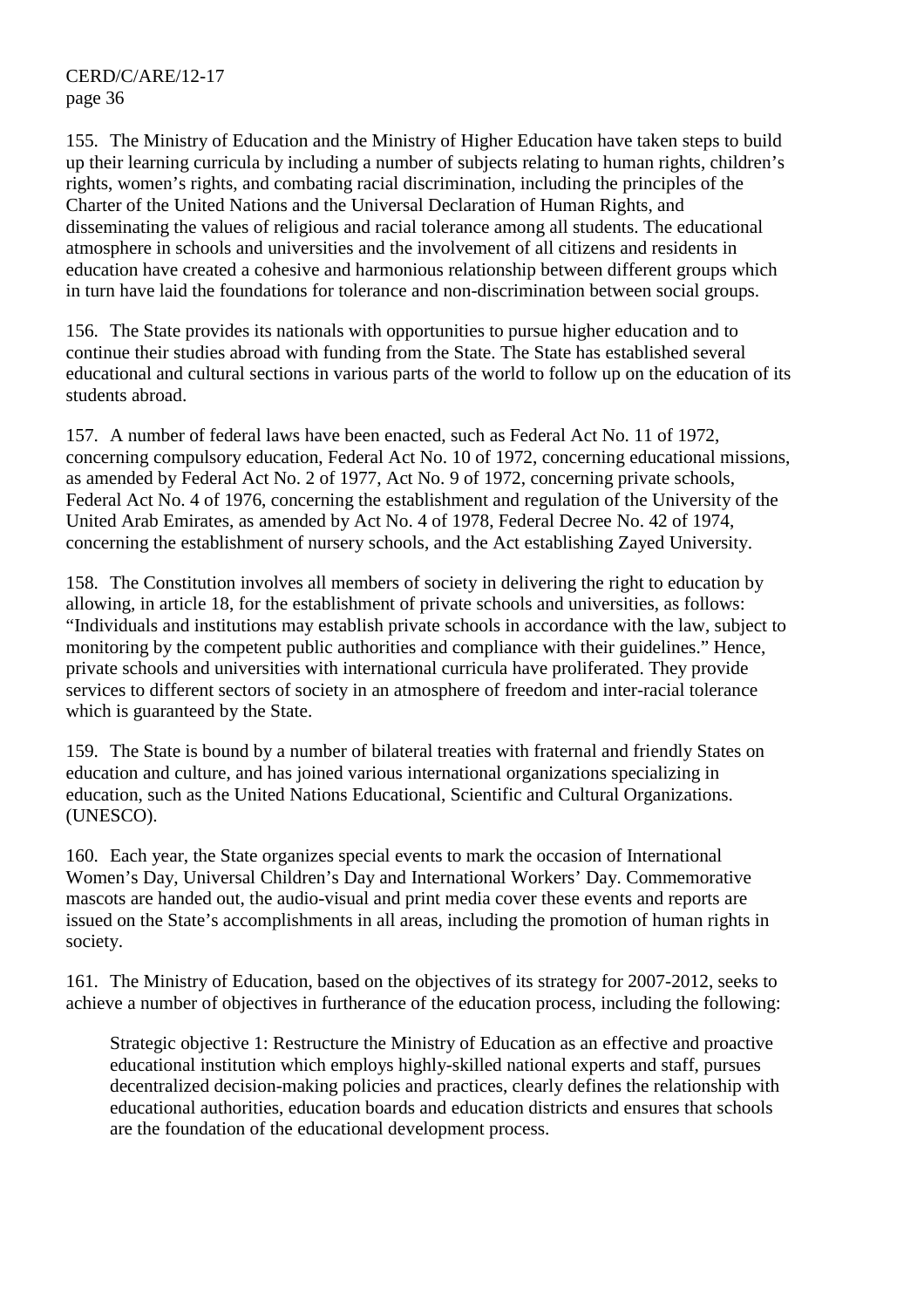155. The Ministry of Education and the Ministry of Higher Education have taken steps to build up their learning curricula by including a number of subjects relating to human rights, children's rights, women's rights, and combating racial discrimination, including the principles of the Charter of the United Nations and the Universal Declaration of Human Rights, and disseminating the values of religious and racial tolerance among all students. The educational atmosphere in schools and universities and the involvement of all citizens and residents in education have created a cohesive and harmonious relationship between different groups which in turn have laid the foundations for tolerance and non-discrimination between social groups.

156. The State provides its nationals with opportunities to pursue higher education and to continue their studies abroad with funding from the State. The State has established several educational and cultural sections in various parts of the world to follow up on the education of its students abroad.

157. A number of federal laws have been enacted, such as Federal Act No. 11 of 1972, concerning compulsory education, Federal Act No. 10 of 1972, concerning educational missions, as amended by Federal Act No. 2 of 1977, Act No. 9 of 1972, concerning private schools, Federal Act No. 4 of 1976, concerning the establishment and regulation of the University of the United Arab Emirates, as amended by Act No. 4 of 1978, Federal Decree No. 42 of 1974, concerning the establishment of nursery schools, and the Act establishing Zayed University.

158. The Constitution involves all members of society in delivering the right to education by allowing, in article 18, for the establishment of private schools and universities, as follows: "Individuals and institutions may establish private schools in accordance with the law, subject to monitoring by the competent public authorities and compliance with their guidelines." Hence, private schools and universities with international curricula have proliferated. They provide services to different sectors of society in an atmosphere of freedom and inter-racial tolerance which is guaranteed by the State.

159. The State is bound by a number of bilateral treaties with fraternal and friendly States on education and culture, and has joined various international organizations specializing in education, such as the United Nations Educational, Scientific and Cultural Organizations. (UNESCO).

160. Each year, the State organizes special events to mark the occasion of International Women's Day, Universal Children's Day and International Workers' Day. Commemorative mascots are handed out, the audio-visual and print media cover these events and reports are issued on the State's accomplishments in all areas, including the promotion of human rights in society.

161. The Ministry of Education, based on the objectives of its strategy for 2007-2012, seeks to achieve a number of objectives in furtherance of the education process, including the following:

> Strategic objective 1: Restructure the Ministry of Education as an effective and proactive educational institution which employs highly-skilled national experts and staff, pursues decentralized decision-making policies and practices, clearly defines the relationship with educational authorities, education boards and education districts and ensures that schools are the foundation of the educational development process.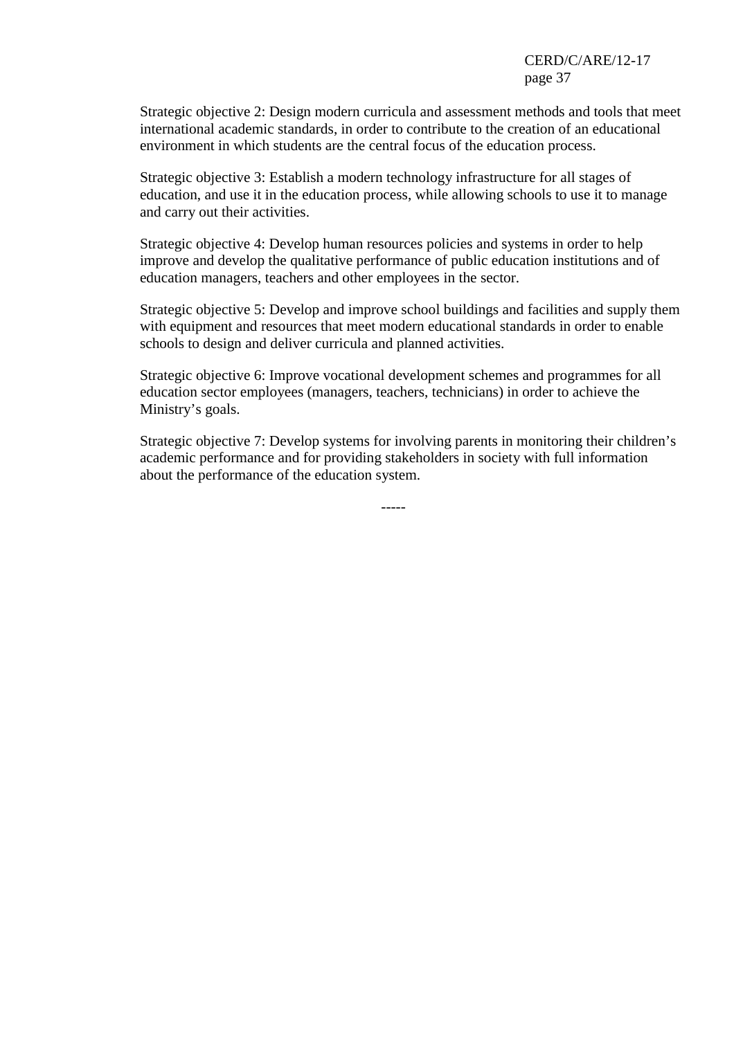Strategic objective 2: Design modern curricula and assessment methods and tools that meet international academic standards, in order to contribute to the creation of an educational environment in which students are the central focus of the education process.

Strategic objective 3: Establish a modern technology infrastructure for all stages of education, and use it in the education process, while allowing schools to use it to manage and carry out their activities.

Strategic objective 4: Develop human resources policies and systems in order to help improve and develop the qualitative performance of public education institutions and of education managers, teachers and other employees in the sector.

Strategic objective 5: Develop and improve school buildings and facilities and supply them with equipment and resources that meet modern educational standards in order to enable schools to design and deliver curricula and planned activities.

Strategic objective 6: Improve vocational development schemes and programmes for all education sector employees (managers, teachers, technicians) in order to achieve the Ministry's goals.

Strategic objective 7: Develop systems for involving parents in monitoring their children's academic performance and for providing stakeholders in society with full information about the performance of the education system.

-----